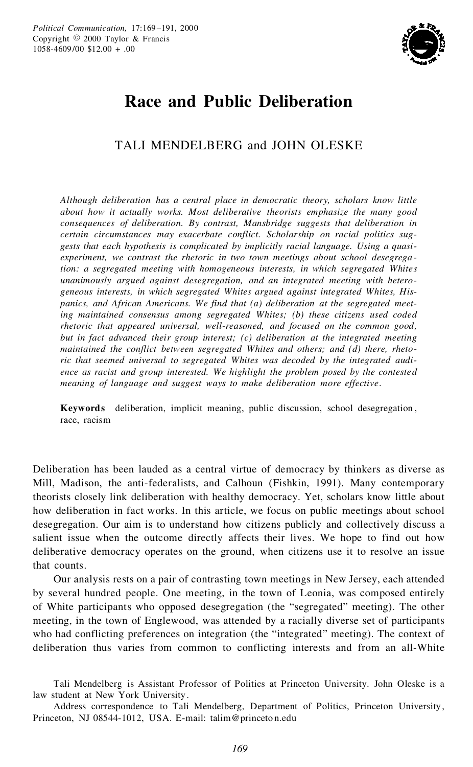# Race and Public Deliberation

TALI MENDELBERG and JOHN OLESKE

*Although deliberation has a central place in democratic theory, scholars know little about how it actually works. Most deliberative theorists emphasize the many good consequences of deliberation. By contrast, Mansbridge suggests that deliberation in certain circumstances may exacerbate conflict. Scholarship on racial politics suggests that each hypothesis is complicated by implicitly racial language. Using a quasi-experiment, we contrast the rhetoric in two town meetings about school desegregation: a segregated meeting with homogeneous interests, in which segregated Whites unanimously argued against desegregation, and an integrated meeting with heterogeneous interests, in which segregated Whites argued against integrated Whites, Hispanics, and African Americans. We find that (a) deliberation at the segregated meeting maintained consensus among segregated Whites; (b) these citizens used coded rhetoric that appeared universal, well-reasoned, and focused on the common good, but in fact advanced their group interest; (c) deliberation at the integrated meeting maintained the conflict between segregated Whites and others; and (d) there, rhetoric that seemed universal to segregated Whites was decoded by the integrated audience as racist and group interested. We highlight the problem posed by the contested meaning of language and suggest ways to make deliberation more effective.*

**Keywords** deliberation, implicit meaning, public discussion, school desegregation, race, racism

Deliberation has been lauded as a central virtue of democracy by thinkers as diverse as Mill, Madison, the anti-federalists, and Calhoun (Fishkin, 1991). Many contemporary theorists closely link deliberation with healthy democracy. Yet, scholars know little about how deliberation in fact works. In this article, we focus on public meetings about school desegregation. Our aim is to understand how citizens publicly and collectively discuss a salient issue when the outcome directly affects their lives. We hope to find out how deliberative democracy operates on the ground, when citizens use it to resolve an issue that counts.

Our analysis rests on a pair of contrasting town meetings in New Jersey, each attended by several hundred people. One meeting, in the town of Leonia, was composed entirely of White participants who opposed desegregation (the "segregated" meeting). The other meeting, in the town of Englewood, was attended by a racially diverse set of participants who had conflicting preferences on integration (the "integrated" meeting). The context of deliberation thus varies from common to conflicting interests and from an all-White

Tali Mendelberg is Assistant Professor of Politics at Princeton University. John Oleske is a law student at New York University.

Address correspondence to Tali Mendelberg, Department of Politics, Princeton University, Princeton, NJ 08544-1012, USA. E-mail: talim@princeton.edu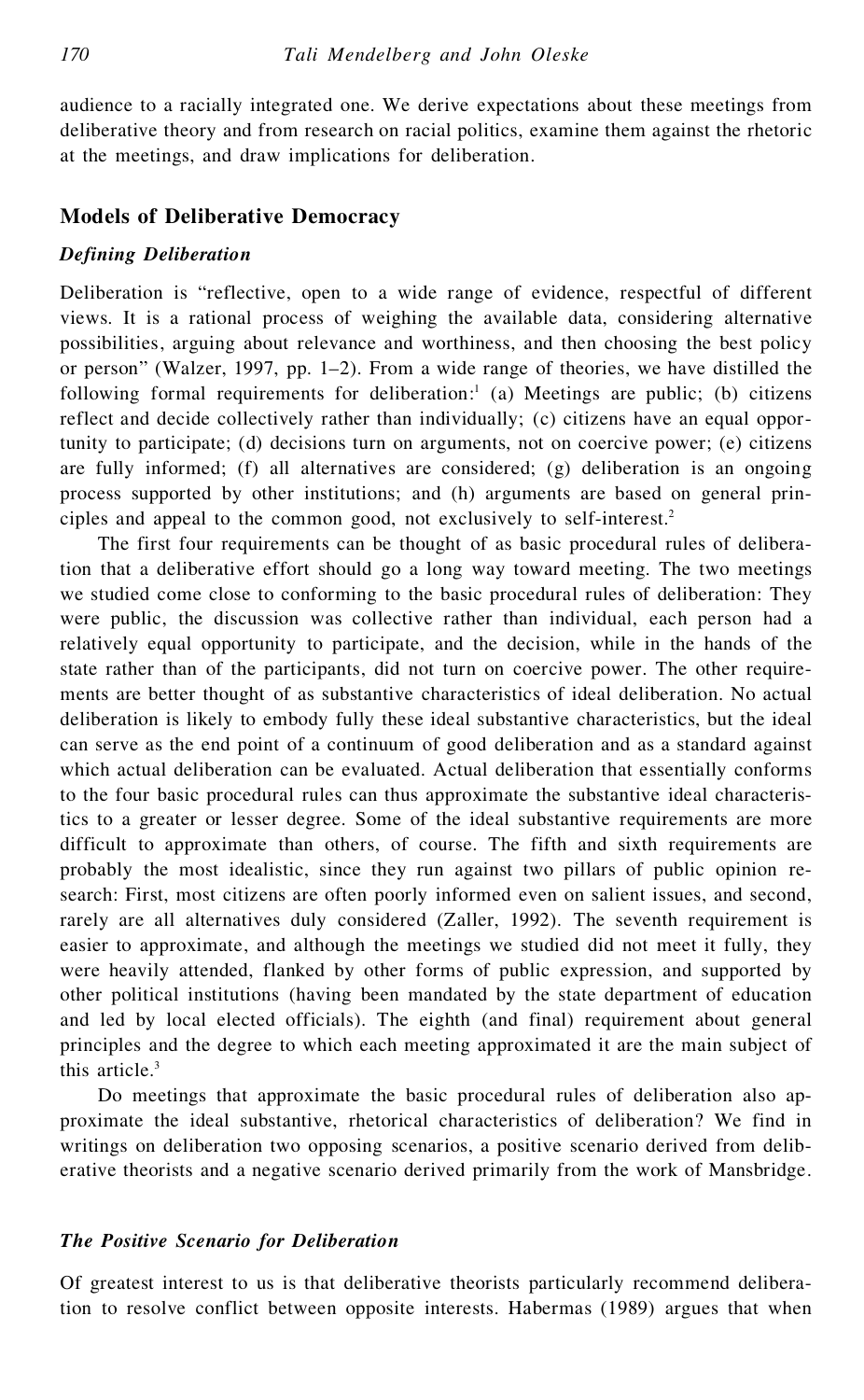audience to a racially integrated one. We derive expectations about these meetings from deliberative theory and from research on racial politics, examine them against the rhetoric at the meetings, and draw implications for deliberation.

## Models of Deliberative Democracy

### *Defining Deliberation*

Deliberation is "reflective, open to a wide range of evidence, respectful of different views. It is a rational process of weighing the available data, considering alternative possibilities, arguing about relevance and worthiness, and then choosing the best policy or person" (Walzer, 1997, pp. 1–2). From a wide range of theories, we have distilled the following formal requirements for deliberation:[1] (a) Meetings are public; (b) citizens reflect and decide collectively rather than individually; (c) citizens have an equal opportunity to participate; (d) decisions turn on arguments, not on coercive power; (e) citizens are fully informed; (f) all alternatives are considered; (g) deliberation is an ongoing process supported by other institutions; and (h) arguments are based on general principles and appeal to the common good, not exclusively to self-interest.[2]

The first four requirements can be thought of as basic procedural rules of deliberation that a deliberative effort should go a long way toward meeting. The two meetings we studied come close to conforming to the basic procedural rules of deliberation: They were public, the discussion was collective rather than individual, each person had a relatively equal opportunity to participate, and the decision, while in the hands of the state rather than of the participants, did not turn on coercive power. The other requirements are better thought of as substantive characteristics of ideal deliberation. No actual deliberation is likely to embody fully these ideal substantive characteristics, but the ideal can serve as the end point of a continuum of good deliberation and as a standard against which actual deliberation can be evaluated. Actual deliberation that essentially conforms to the four basic procedural rules can thus approximate the substantive ideal characteristics to a greater or lesser degree. Some of the ideal substantive requirements are more difficult to approximate than others, of course. The fifth and sixth requirements are probably the most idealistic, since they run against two pillars of public opinion research: First, most citizens are often poorly informed even on salient issues, and second, rarely are all alternatives duly considered (Zaller, 1992). The seventh requirement is easier to approximate, and although the meetings we studied did not meet it fully, they were heavily attended, flanked by other forms of public expression, and supported by other political institutions (having been mandated by the state department of education and led by local elected officials). The eighth (and final) requirement about general principles and the degree to which each meeting approximated it are the main subject of this article.[3]

Do meetings that approximate the basic procedural rules of deliberation also approximate the ideal substantive, rhetorical characteristics of deliberation? We find in writings on deliberation two opposing scenarios, a positive scenario derived from deliberative theorists and a negative scenario derived primarily from the work of Mansbridge.

### *The Positive Scenario for Deliberation*

Of greatest interest to us is that deliberative theorists particularly recommend deliberation to resolve conflict between opposite interests. Habermas (1989) argues that when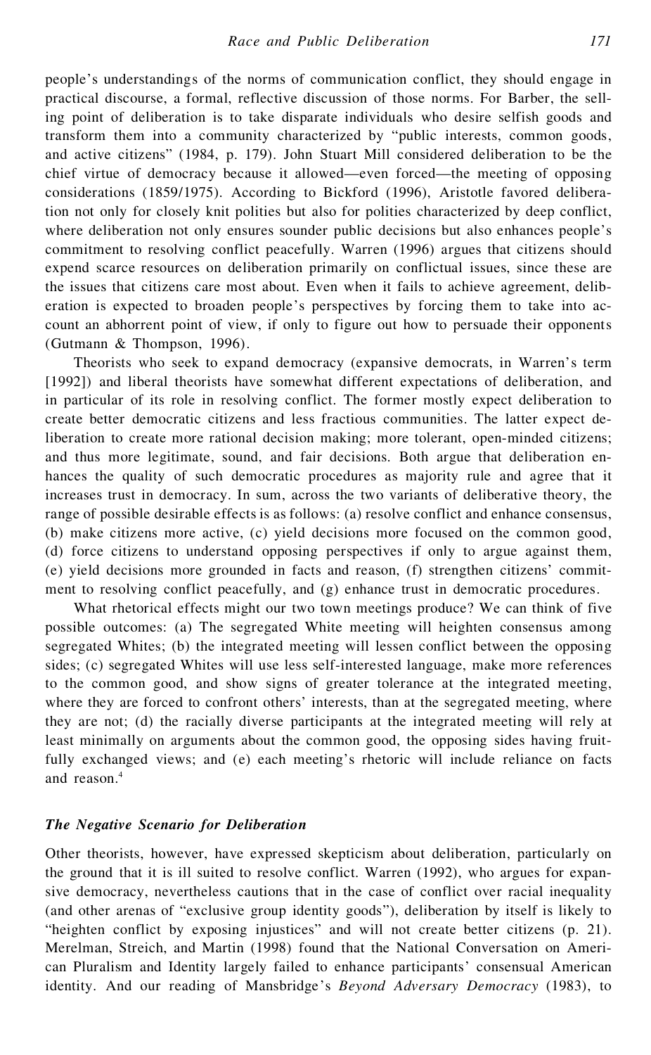people's understandings of the norms of communication conflict, they should engage in practical discourse, a formal, reflective discussion of those norms. For Barber, the selling point of deliberation is to take disparate individuals who desire selfish goods and transform them into a community characterized by "public interests, common goods, and active citizens" (1984, p. 179). John Stuart Mill considered deliberation to be the chief virtue of democracy because it allowed—even forced—the meeting of opposing considerations (1859/1975). According to Bickford (1996), Aristotle favored deliberation not only for closely knit polities but also for polities characterized by deep conflict, where deliberation not only ensures sounder public decisions but also enhances people's commitment to resolving conflict peacefully. Warren (1996) argues that citizens should expend scarce resources on deliberation primarily on conflictual issues, since these are the issues that citizens care most about. Even when it fails to achieve agreement, deliberation is expected to broaden people's perspectives by forcing them to take into account an abhorrent point of view, if only to figure out how to persuade their opponents (Gutmann & Thompson, 1996).

Theorists who seek to expand democracy (expansive democrats, in Warren's term [1992]) and liberal theorists have somewhat different expectations of deliberation, and in particular of its role in resolving conflict. The former mostly expect deliberation to create better democratic citizens and less fractious communities. The latter expect deliberation to create more rational decision making; more tolerant, open-minded citizens; and thus more legitimate, sound, and fair decisions. Both argue that deliberation enhances the quality of such democratic procedures as majority rule and agree that it increases trust in democracy. In sum, across the two variants of deliberative theory, the range of possible desirable effects is as follows: (a) resolve conflict and enhance consensus, (b) make citizens more active, (c) yield decisions more focused on the common good, (d) force citizens to understand opposing perspectives if only to argue against them, (e) yield decisions more grounded in facts and reason, (f) strengthen citizens' commitment to resolving conflict peacefully, and (g) enhance trust in democratic procedures.

What rhetorical effects might our two town meetings produce? We can think of five possible outcomes: (a) The segregated White meeting will heighten consensus among segregated Whites; (b) the integrated meeting will lessen conflict between the opposing sides; (c) segregated Whites will use less self-interested language, make more references to the common good, and show signs of greater tolerance at the integrated meeting, where they are forced to confront others' interests, than at the segregated meeting, where they are not; (d) the racially diverse participants at the integrated meeting will rely at least minimally on arguments about the common good, the opposing sides having fruitfully exchanged views; and (e) each meeting's rhetoric will include reliance on facts and reason.[4]

### *The Negative Scenario for Deliberation*

Other theorists, however, have expressed skepticism about deliberation, particularly on the ground that it is ill suited to resolve conflict. Warren (1992), who argues for expansive democracy, nevertheless cautions that in the case of conflict over racial inequality (and other arenas of "exclusive group identity goods"), deliberation by itself is likely to "heighten conflict by exposing injustices" and will not create better citizens (p. 21). Merelman, Streich, and Martin (1998) found that the National Conversation on American Pluralism and Identity largely failed to enhance participants' consensual American identity. And our reading of Mansbridge's *Beyond Adversary Democracy* (1983), to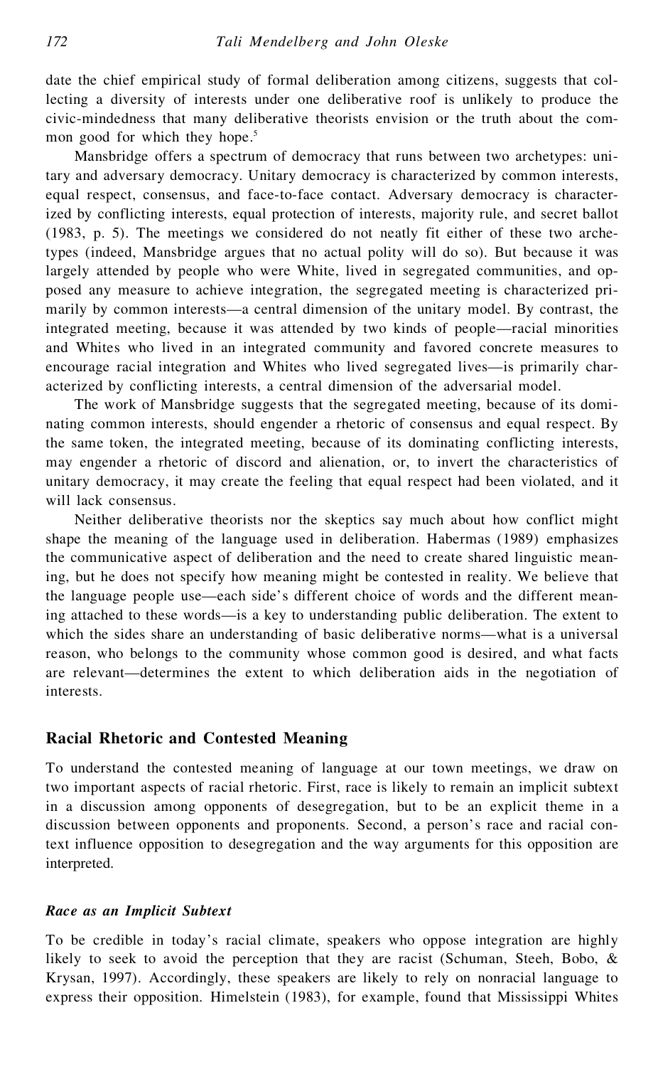date the chief empirical study of formal deliberation among citizens, suggests that collecting a diversity of interests under one deliberative roof is unlikely to produce the civic-mindedness that many deliberative theorists envision or the truth about the common good for which they hope.[5]

Mansbridge offers a spectrum of democracy that runs between two archetypes: unitary and adversary democracy. Unitary democracy is characterized by common interests, equal respect, consensus, and face-to-face contact. Adversary democracy is characterized by conflicting interests, equal protection of interests, majority rule, and secret ballot (1983, p. 5). The meetings we considered do not neatly fit either of these two archetypes (indeed, Mansbridge argues that no actual polity will do so). But because it was largely attended by people who were White, lived in segregated communities, and opposed any measure to achieve integration, the segregated meeting is characterized primarily by common interests—a central dimension of the unitary model. By contrast, the integrated meeting, because it was attended by two kinds of people—racial minorities and Whites who lived in an integrated community and favored concrete measures to encourage racial integration and Whites who lived segregated lives—is primarily characterized by conflicting interests, a central dimension of the adversarial model.

The work of Mansbridge suggests that the segregated meeting, because of its dominating common interests, should engender a rhetoric of consensus and equal respect. By the same token, the integrated meeting, because of its dominating conflicting interests, may engender a rhetoric of discord and alienation, or, to invert the characteristics of unitary democracy, it may create the feeling that equal respect had been violated, and it will lack consensus.

Neither deliberative theorists nor the skeptics say much about how conflict might shape the meaning of the language used in deliberation. Habermas (1989) emphasizes the communicative aspect of deliberation and the need to create shared linguistic meaning, but he does not specify how meaning might be contested in reality. We believe that the language people use—each side's different choice of words and the different meaning attached to these words—is a key to understanding public deliberation. The extent to which the sides share an understanding of basic deliberative norms—what is a universal reason, who belongs to the community whose common good is desired, and what facts are relevant—determines the extent to which deliberation aids in the negotiation of interests.

## Racial Rhetoric and Contested Meaning

To understand the contested meaning of language at our town meetings, we draw on two important aspects of racial rhetoric. First, race is likely to remain an implicit subtext in a discussion among opponents of desegregation, but to be an explicit theme in a discussion between opponents and proponents. Second, a person's race and racial context influence opposition to desegregation and the way arguments for this opposition are interpreted.

### *Race as an Implicit Subtext*

To be credible in today's racial climate, speakers who oppose integration are highly likely to seek to avoid the perception that they are racist (Schuman, Steeh, Bobo, & Krysan, 1997). Accordingly, these speakers are likely to rely on nonracial language to express their opposition. Himelstein (1983), for example, found that Mississippi Whites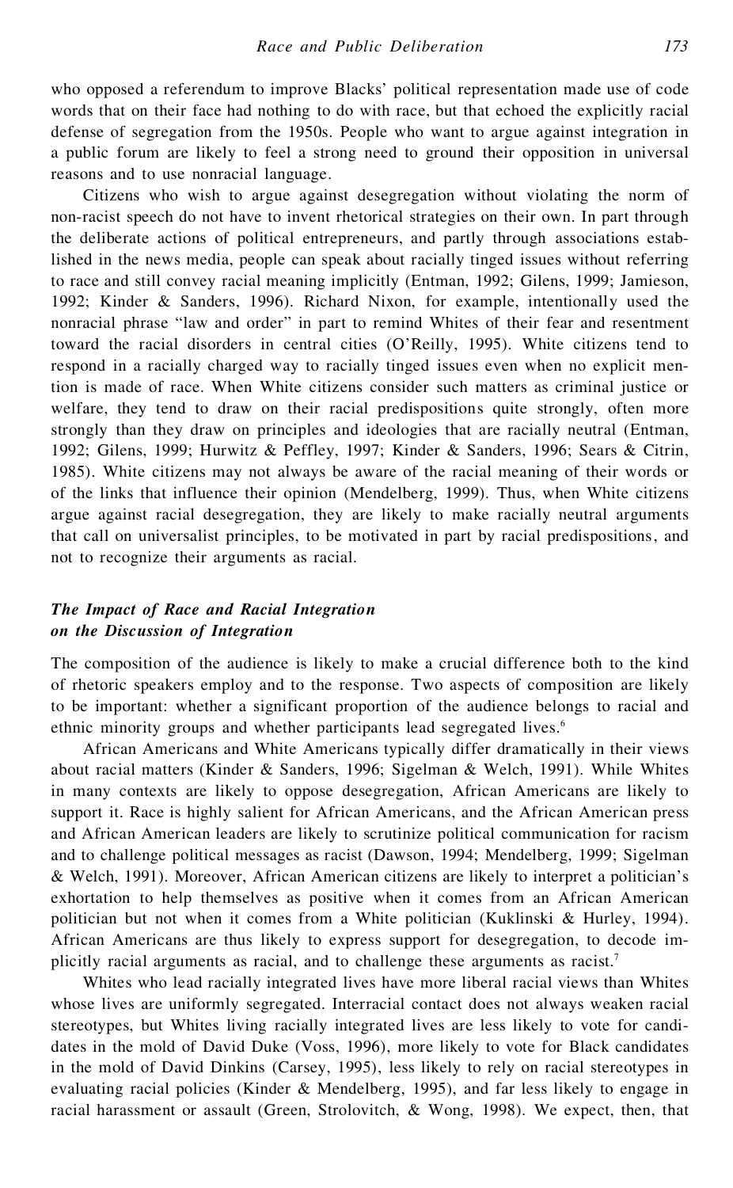who opposed a referendum to improve Blacks' political representation made use of code words that on their face had nothing to do with race, but that echoed the explicitly racial defense of segregation from the 1950s. People who want to argue against integration in a public forum are likely to feel a strong need to ground their opposition in universal reasons and to use nonracial language.

Citizens who wish to argue against desegregation without violating the norm of non-racist speech do not have to invent rhetorical strategies on their own. In part through the deliberate actions of political entrepreneurs, and partly through associations established in the news media, people can speak about racially tinged issues without referring to race and still convey racial meaning implicitly (Entman, 1992; Gilens, 1999; Jamieson, 1992; Kinder & Sanders, 1996). Richard Nixon, for example, intentionally used the nonracial phrase "law and order" in part to remind Whites of their fear and resentment toward the racial disorders in central cities (O'Reilly, 1995). White citizens tend to respond in a racially charged way to racially tinged issues even when no explicit mention is made of race. When White citizens consider such matters as criminal justice or welfare, they tend to draw on their racial predispositions quite strongly, often more strongly than they draw on principles and ideologies that are racially neutral (Entman, 1992; Gilens, 1999; Hurwitz & Peffley, 1997; Kinder & Sanders, 1996; Sears & Citrin, 1985). White citizens may not always be aware of the racial meaning of their words or of the links that influence their opinion (Mendelberg, 1999). Thus, when White citizens argue against racial desegregation, they are likely to make racially neutral arguments that call on universalist principles, to be motivated in part by racial predispositions, and not to recognize their arguments as racial.

### *The Impact of Race and Racial Integration on the Discussion of Integration*

The composition of the audience is likely to make a crucial difference both to the kind of rhetoric speakers employ and to the response. Two aspects of composition are likely to be important: whether a significant proportion of the audience belongs to racial and ethnic minority groups and whether participants lead segregated lives.[6]

African Americans and White Americans typically differ dramatically in their views about racial matters (Kinder & Sanders, 1996; Sigelman & Welch, 1991). While Whites in many contexts are likely to oppose desegregation, African Americans are likely to support it. Race is highly salient for African Americans, and the African American press and African American leaders are likely to scrutinize political communication for racism and to challenge political messages as racist (Dawson, 1994; Mendelberg, 1999; Sigelman & Welch, 1991). Moreover, African American citizens are likely to interpret a politician's exhortation to help themselves as positive when it comes from an African American politician but not when it comes from a White politician (Kuklinski & Hurley, 1994). African Americans are thus likely to express support for desegregation, to decode implicitly racial arguments as racial, and to challenge these arguments as racist.[7]

Whites who lead racially integrated lives have more liberal racial views than Whites whose lives are uniformly segregated. Interracial contact does not always weaken racial stereotypes, but Whites living racially integrated lives are less likely to vote for candidates in the mold of David Duke (Voss, 1996), more likely to vote for Black candidates in the mold of David Dinkins (Carsey, 1995), less likely to rely on racial stereotypes in evaluating racial policies (Kinder & Mendelberg, 1995), and far less likely to engage in racial harassment or assault (Green, Strolovitch, & Wong, 1998). We expect, then, that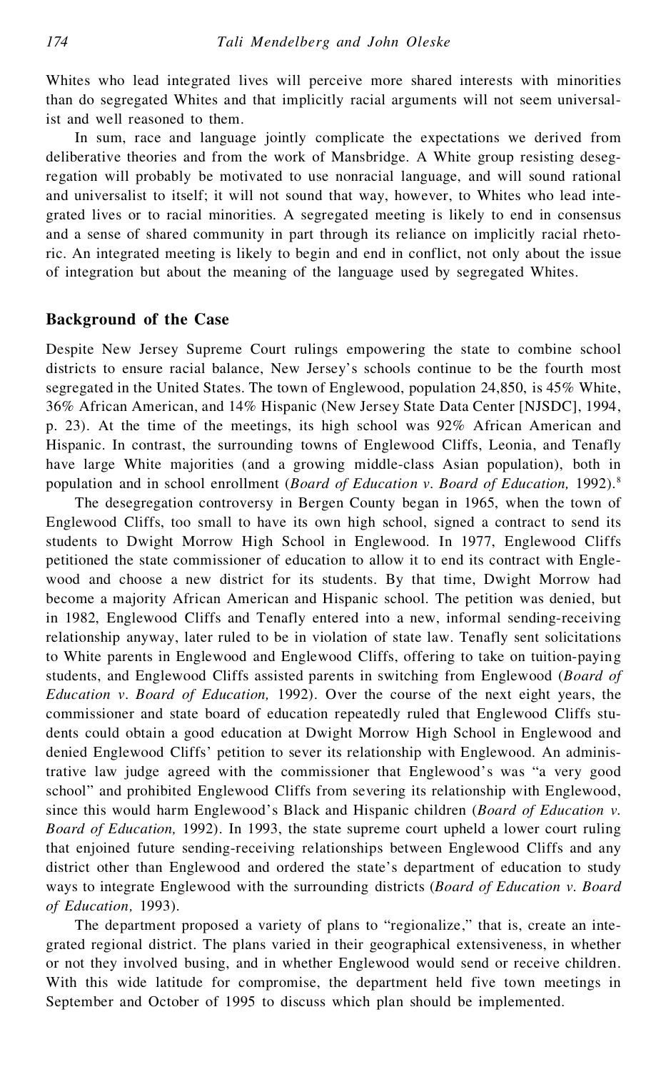Whites who lead integrated lives will perceive more shared interests with minorities than do segregated Whites and that implicitly racial arguments will not seem universalist and well reasoned to them.

In sum, race and language jointly complicate the expectations we derived from deliberative theories and from the work of Mansbridge. A White group resisting desegregation will probably be motivated to use nonracial language, and will sound rational and universalist to itself; it will not sound that way, however, to Whites who lead integrated lives or to racial minorities. A segregated meeting is likely to end in consensus and a sense of shared community in part through its reliance on implicitly racial rhetoric. An integrated meeting is likely to begin and end in conflict, not only about the issue of integration but about the meaning of the language used by segregated Whites.

## Background of the Case

Despite New Jersey Supreme Court rulings empowering the state to combine school districts to ensure racial balance, New Jersey's schools continue to be the fourth most segregated in the United States. The town of Englewood, population 24,850, is 45% White, 36% African American, and 14% Hispanic (New Jersey State Data Center [NJSDC], 1994, p. 23). At the time of the meetings, its high school was 92% African American and Hispanic. In contrast, the surrounding towns of Englewood Cliffs, Leonia, and Tenafly have large White majorities (and a growing middle-class Asian population), both in population and in school enrollment (*Board of Education v. Board of Education,* 1992).[8]

The desegregation controversy in Bergen County began in 1965, when the town of Englewood Cliffs, too small to have its own high school, signed a contract to send its students to Dwight Morrow High School in Englewood. In 1977, Englewood Cliffs petitioned the state commissioner of education to allow it to end its contract with Englewood and choose a new district for its students. By that time, Dwight Morrow had become a majority African American and Hispanic school. The petition was denied, but in 1982, Englewood Cliffs and Tenafly entered into a new, informal sending-receiving relationship anyway, later ruled to be in violation of state law. Tenafly sent solicitations to White parents in Englewood and Englewood Cliffs, offering to take on tuition-paying students, and Englewood Cliffs assisted parents in switching from Englewood (*Board of Education v. Board of Education,* 1992). Over the course of the next eight years, the commissioner and state board of education repeatedly ruled that Englewood Cliffs students could obtain a good education at Dwight Morrow High School in Englewood and denied Englewood Cliffs' petition to sever its relationship with Englewood. An administrative law judge agreed with the commissioner that Englewood's was "a very good school" and prohibited Englewood Cliffs from severing its relationship with Englewood, since this would harm Englewood's Black and Hispanic children (*Board of Education v. Board of Education,* 1992). In 1993, the state supreme court upheld a lower court ruling that enjoined future sending-receiving relationships between Englewood Cliffs and any district other than Englewood and ordered the state's department of education to study ways to integrate Englewood with the surrounding districts (*Board of Education v. Board of Education,* 1993).

The department proposed a variety of plans to "regionalize," that is, create an integrated regional district. The plans varied in their geographical extensiveness, in whether or not they involved busing, and in whether Englewood would send or receive children. With this wide latitude for compromise, the department held five town meetings in September and October of 1995 to discuss which plan should be implemented.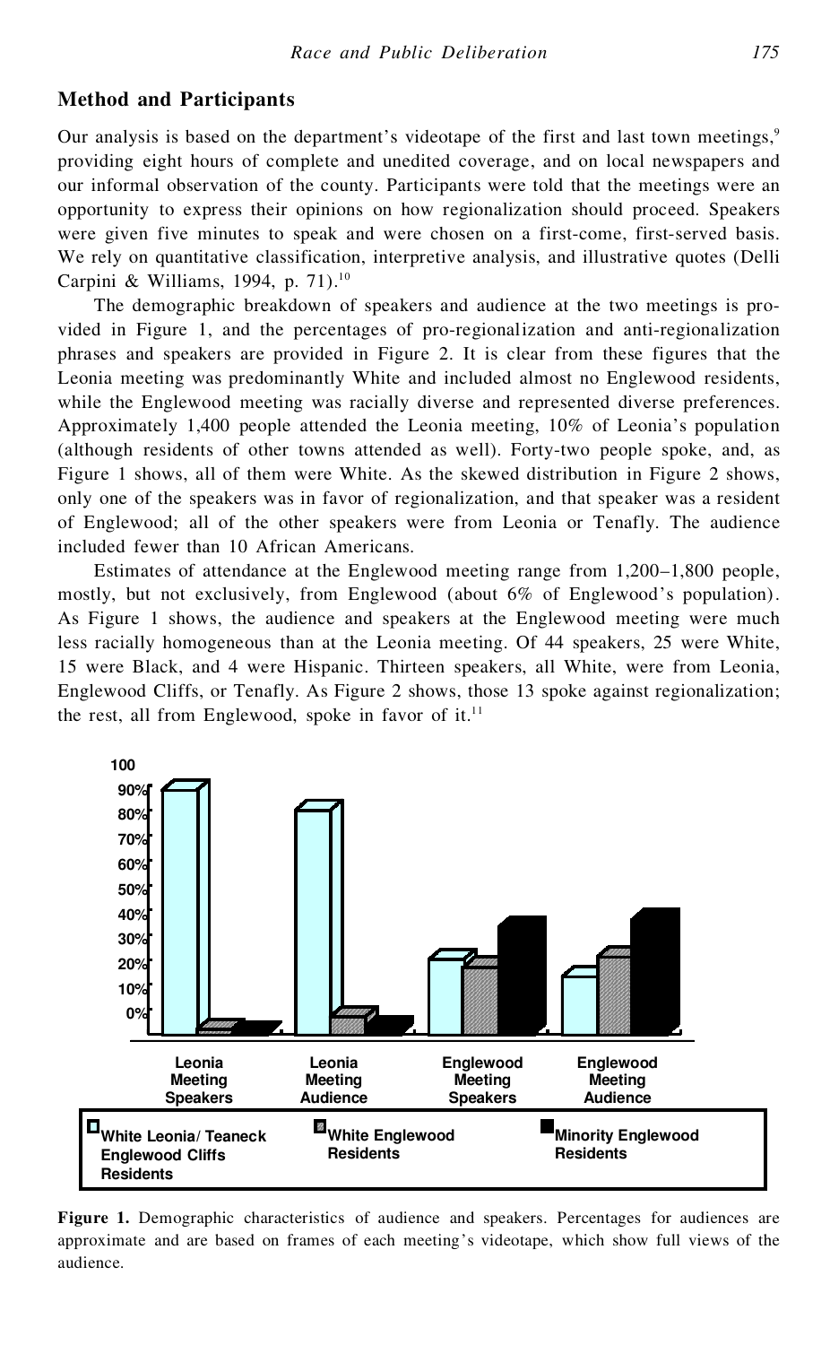## Method and Participants

Our analysis is based on the department's videotape of the first and last town meetings,[9] providing eight hours of complete and unedited coverage, and on local newspapers and our informal observation of the county. Participants were told that the meetings were an opportunity to express their opinions on how regionalization should proceed. Speakers were given five minutes to speak and were chosen on a first-come, first-served basis. We rely on quantitative classification, interpretive analysis, and illustrative quotes (Delli Carpini & Williams, 1994, p. 71).[10]

The demographic breakdown of speakers and audience at the two meetings is provided in Figure 1, and the percentages of pro-regionalization and anti-regionalization phrases and speakers are provided in Figure 2. It is clear from these figures that the Leonia meeting was predominantly White and included almost no Englewood residents, while the Englewood meeting was racially diverse and represented diverse preferences. Approximately 1,400 people attended the Leonia meeting, 10% of Leonia's population (although residents of other towns attended as well). Forty-two people spoke, and, as Figure 1 shows, all of them were White. As the skewed distribution in Figure 2 shows, only one of the speakers was in favor of regionalization, and that speaker was a resident of Englewood; all of the other speakers were from Leonia or Tenafly. The audience included fewer than 10 African Americans.

Estimates of attendance at the Englewood meeting range from 1,200–1,800 people, mostly, but not exclusively, from Englewood (about 6% of Englewood's population). As Figure 1 shows, the audience and speakers at the Englewood meeting were much less racially homogeneous than at the Leonia meeting. Of 44 speakers, 25 were White, 15 were Black, and 4 were Hispanic. Thirteen speakers, all White, were from Leonia, Englewood Cliffs, or Tenafly. As Figure 2 shows, those 13 spoke against regionalization; the rest, all from Englewood, spoke in favor of it.[11]

**Figure 1.** Demographic characteristics of audience and speakers. Percentages for audiences are approximate and are based on frames of each meeting's videotape, which show full views of the audience.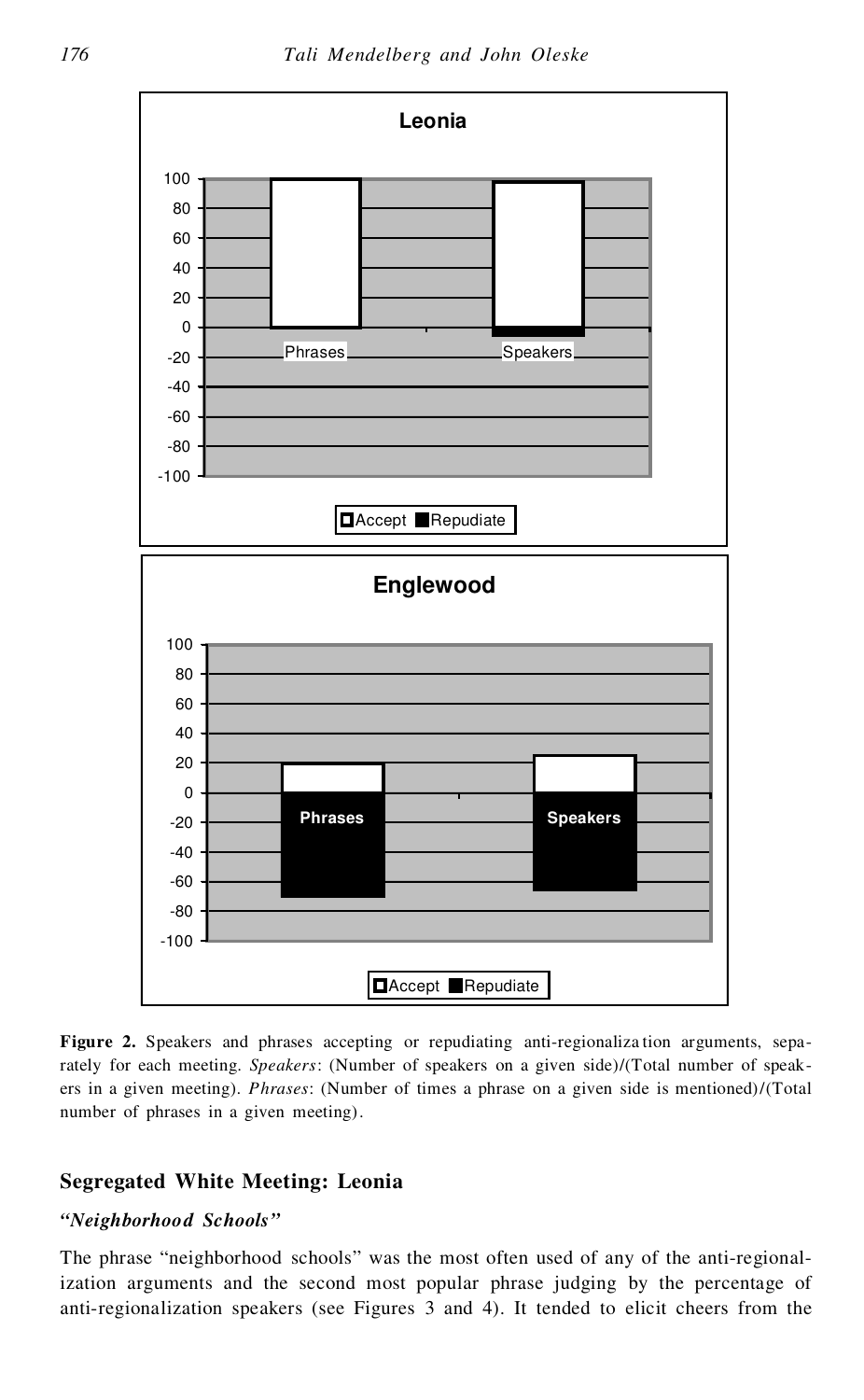**Figure 2.** Speakers and phrases accepting or repudiating anti-regionalization arguments, separately for each meeting. *Speakers*: (Number of speakers on a given side)/(Total number of speakers in a given meeting). *Phrases*: (Number of times a phrase on a given side is mentioned)/(Total number of phrases in a given meeting).

## Segregated White Meeting: Leonia

### *"Neighborhood Schools"*

The phrase "neighborhood schools" was the most often used of any of the anti-regionalization arguments and the second most popular phrase judging by the percentage of anti-regionalization speakers (see Figures 3 and 4). It tended to elicit cheers from the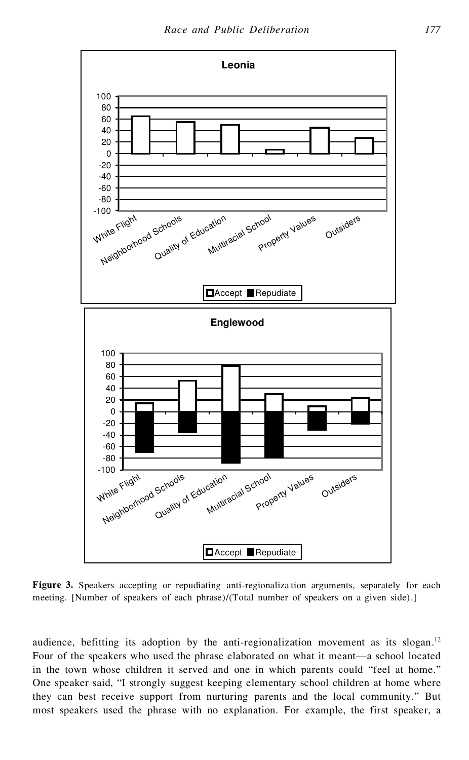**Figure 3.** Speakers accepting or repudiating anti-regionalization arguments, separately for each meeting. [Number of speakers of each phrase)/(Total number of speakers on a given side).]

audience, befitting its adoption by the anti-regionalization movement as its slogan.[12] Four of the speakers who used the phrase elaborated on what it meant—a school located in the town whose children it served and one in which parents could "feel at home." One speaker said, "I strongly suggest keeping elementary school children at home where they can best receive support from nurturing parents and the local community." But most speakers used the phrase with no explanation. For example, the first speaker, a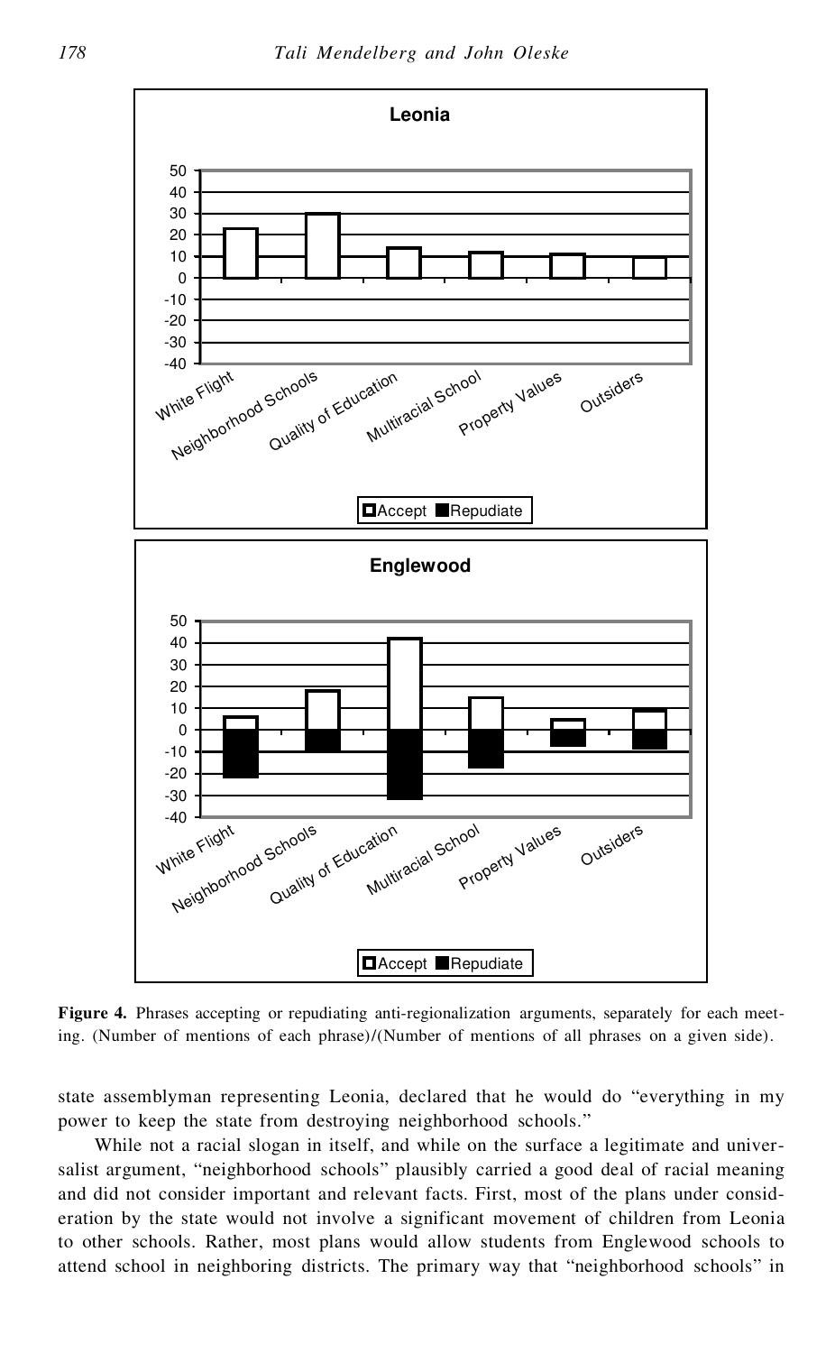**Figure 4.** Phrases accepting or repudiating anti-regionalization arguments, separately for each meeting. (Number of mentions of each phrase)/(Number of mentions of all phrases on a given side).

state assemblyman representing Leonia, declared that he would do "everything in my power to keep the state from destroying neighborhood schools."

While not a racial slogan in itself, and while on the surface a legitimate and universalist argument, "neighborhood schools" plausibly carried a good deal of racial meaning and did not consider important and relevant facts. First, most of the plans under consideration by the state would not involve a significant movement of children from Leonia to other schools. Rather, most plans would allow students from Englewood schools to attend school in neighboring districts. The primary way that "neighborhood schools" in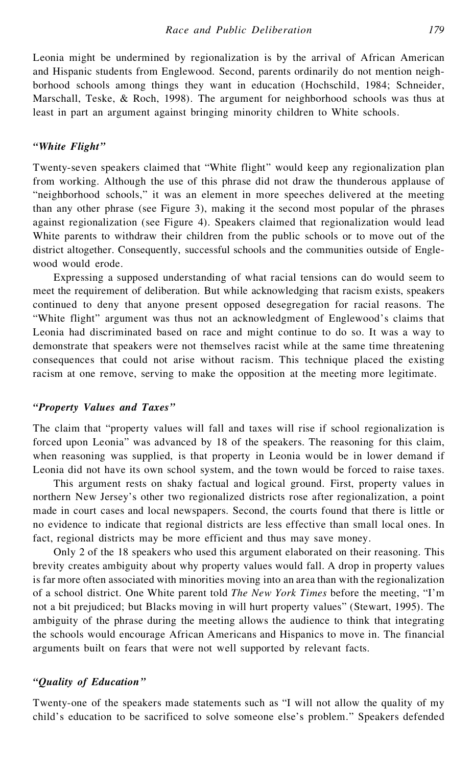Leonia might be undermined by regionalization is by the arrival of African American and Hispanic students from Englewood. Second, parents ordinarily do not mention neighborhood schools among things they want in education (Hochschild, 1984; Schneider, Marschall, Teske, & Roch, 1998). The argument for neighborhood schools was thus at least in part an argument against bringing minority children to White schools.

### *"White Flight"*

Twenty-seven speakers claimed that "White flight" would keep any regionalization plan from working. Although the use of this phrase did not draw the thunderous applause of "neighborhood schools," it was an element in more speeches delivered at the meeting than any other phrase (see Figure 3), making it the second most popular of the phrases against regionalization (see Figure 4). Speakers claimed that regionalization would lead White parents to withdraw their children from the public schools or to move out of the district altogether. Consequently, successful schools and the communities outside of Englewood would erode.

Expressing a supposed understanding of what racial tensions can do would seem to meet the requirement of deliberation. But while acknowledging that racism exists, speakers continued to deny that anyone present opposed desegregation for racial reasons. The "White flight" argument was thus not an acknowledgment of Englewood's claims that Leonia had discriminated based on race and might continue to do so. It was a way to demonstrate that speakers were not themselves racist while at the same time threatening consequences that could not arise without racism. This technique placed the existing racism at one remove, serving to make the opposition at the meeting more legitimate.

### *"Property Values and Taxes"*

The claim that "property values will fall and taxes will rise if school regionalization is forced upon Leonia" was advanced by 18 of the speakers. The reasoning for this claim, when reasoning was supplied, is that property in Leonia would be in lower demand if Leonia did not have its own school system, and the town would be forced to raise taxes.

This argument rests on shaky factual and logical ground. First, property values in northern New Jersey's other two regionalized districts rose after regionalization, a point made in court cases and local newspapers. Second, the courts found that there is little or no evidence to indicate that regional districts are less effective than small local ones. In fact, regional districts may be more efficient and thus may save money.

Only 2 of the 18 speakers who used this argument elaborated on their reasoning. This brevity creates ambiguity about why property values would fall. A drop in property values is far more often associated with minorities moving into an area than with the regionalization of a school district. One White parent told *The New York Times* before the meeting, "I'm not a bit prejudiced; but Blacks moving in will hurt property values" (Stewart, 1995). The ambiguity of the phrase during the meeting allows the audience to think that integrating the schools would encourage African Americans and Hispanics to move in. The financial arguments built on fears that were not well supported by relevant facts.

### *"Quality of Education"*

Twenty-one of the speakers made statements such as "I will not allow the quality of my child's education to be sacrificed to solve someone else's problem." Speakers defended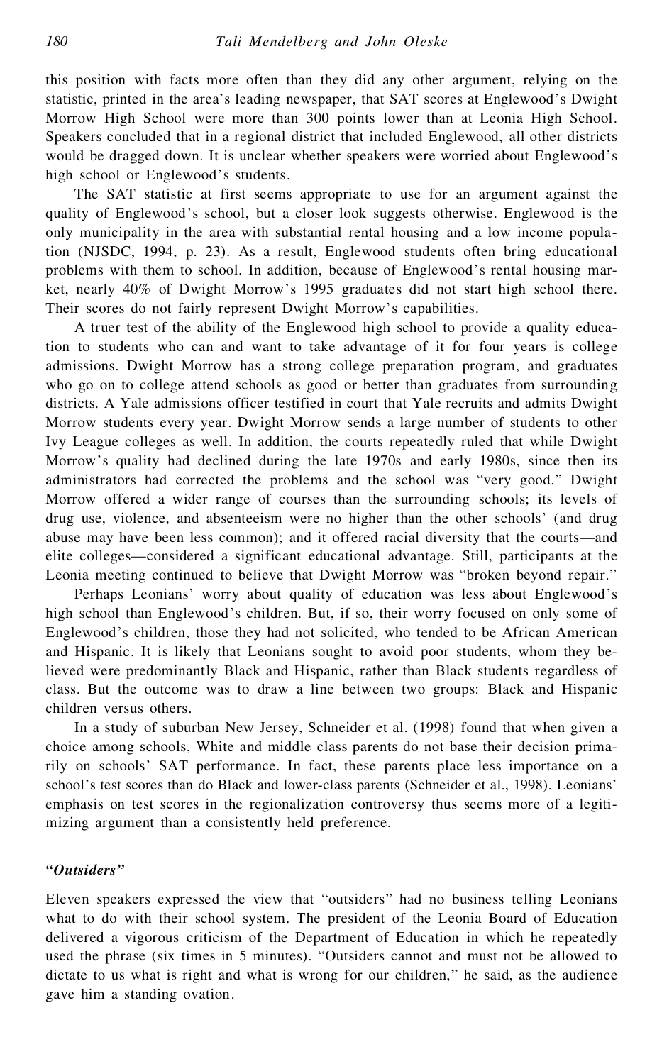this position with facts more often than they did any other argument, relying on the statistic, printed in the area's leading newspaper, that SAT scores at Englewood's Dwight Morrow High School were more than 300 points lower than at Leonia High School. Speakers concluded that in a regional district that included Englewood, all other districts would be dragged down. It is unclear whether speakers were worried about Englewood's high school or Englewood's students.

The SAT statistic at first seems appropriate to use for an argument against the quality of Englewood's school, but a closer look suggests otherwise. Englewood is the only municipality in the area with substantial rental housing and a low income population (NJSDC, 1994, p. 23). As a result, Englewood students often bring educational problems with them to school. In addition, because of Englewood's rental housing market, nearly 40% of Dwight Morrow's 1995 graduates did not start high school there. Their scores do not fairly represent Dwight Morrow's capabilities.

A truer test of the ability of the Englewood high school to provide a quality education to students who can and want to take advantage of it for four years is college admissions. Dwight Morrow has a strong college preparation program, and graduates who go on to college attend schools as good or better than graduates from surrounding districts. A Yale admissions officer testified in court that Yale recruits and admits Dwight Morrow students every year. Dwight Morrow sends a large number of students to other Ivy League colleges as well. In addition, the courts repeatedly ruled that while Dwight Morrow's quality had declined during the late 1970s and early 1980s, since then its administrators had corrected the problems and the school was "very good." Dwight Morrow offered a wider range of courses than the surrounding schools; its levels of drug use, violence, and absenteeism were no higher than the other schools' (and drug abuse may have been less common); and it offered racial diversity that the courts—and elite colleges—considered a significant educational advantage. Still, participants at the Leonia meeting continued to believe that Dwight Morrow was "broken beyond repair."

Perhaps Leonians' worry about quality of education was less about Englewood's high school than Englewood's children. But, if so, their worry focused on only some of Englewood's children, those they had not solicited, who tended to be African American and Hispanic. It is likely that Leonians sought to avoid poor students, whom they believed were predominantly Black and Hispanic, rather than Black students regardless of class. But the outcome was to draw a line between two groups: Black and Hispanic children versus others.

In a study of suburban New Jersey, Schneider et al. (1998) found that when given a choice among schools, White and middle class parents do not base their decision primarily on schools' SAT performance. In fact, these parents place less importance on a school's test scores than do Black and lower-class parents (Schneider et al., 1998). Leonians' emphasis on test scores in the regionalization controversy thus seems more of a legitimizing argument than a consistently held preference.

### *"Outsiders"*

Eleven speakers expressed the view that "outsiders" had no business telling Leonians what to do with their school system. The president of the Leonia Board of Education delivered a vigorous criticism of the Department of Education in which he repeatedly used the phrase (six times in 5 minutes). "Outsiders cannot and must not be allowed to dictate to us what is right and what is wrong for our children," he said, as the audience gave him a standing ovation.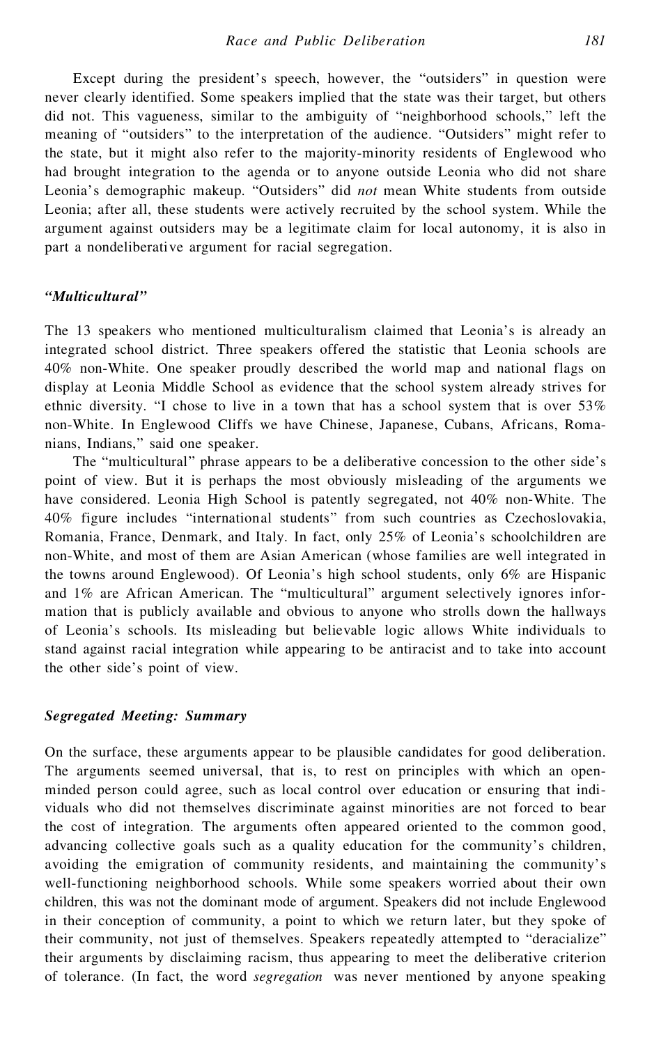Except during the president's speech, however, the "outsiders" in question were never clearly identified. Some speakers implied that the state was their target, but others did not. This vagueness, similar to the ambiguity of "neighborhood schools," left the meaning of "outsiders" to the interpretation of the audience. "Outsiders" might refer to the state, but it might also refer to the majority-minority residents of Englewood who had brought integration to the agenda or to anyone outside Leonia who did not share Leonia's demographic makeup. "Outsiders" did *not* mean White students from outside Leonia; after all, these students were actively recruited by the school system. While the argument against outsiders may be a legitimate claim for local autonomy, it is also in part a nondeliberative argument for racial segregation.

### *"Multicultural"*

The 13 speakers who mentioned multiculturalism claimed that Leonia's is already an integrated school district. Three speakers offered the statistic that Leonia schools are 40% non-White. One speaker proudly described the world map and national flags on display at Leonia Middle School as evidence that the school system already strives for ethnic diversity. "I chose to live in a town that has a school system that is over 53% non-White. In Englewood Cliffs we have Chinese, Japanese, Cubans, Africans, Romanians, Indians," said one speaker.

The "multicultural" phrase appears to be a deliberative concession to the other side's point of view. But it is perhaps the most obviously misleading of the arguments we have considered. Leonia High School is patently segregated, not 40% non-White. The 40% figure includes "international students" from such countries as Czechoslovakia, Romania, France, Denmark, and Italy. In fact, only 25% of Leonia's schoolchildren are non-White, and most of them are Asian American (whose families are well integrated in the towns around Englewood). Of Leonia's high school students, only 6% are Hispanic and 1% are African American. The "multicultural" argument selectively ignores information that is publicly available and obvious to anyone who strolls down the hallways of Leonia's schools. Its misleading but believable logic allows White individuals to stand against racial integration while appearing to be antiracist and to take into account the other side's point of view.

### *Segregated Meeting: Summary*

On the surface, these arguments appear to be plausible candidates for good deliberation. The arguments seemed universal, that is, to rest on principles with which an open-minded person could agree, such as local control over education or ensuring that individuals who did not themselves discriminate against minorities are not forced to bear the cost of integration. The arguments often appeared oriented to the common good, advancing collective goals such as a quality education for the community's children, avoiding the emigration of community residents, and maintaining the community's well-functioning neighborhood schools. While some speakers worried about their own children, this was not the dominant mode of argument. Speakers did not include Englewood in their conception of community, a point to which we return later, but they spoke of their community, not just of themselves. Speakers repeatedly attempted to "deracialize" their arguments by disclaiming racism, thus appearing to meet the deliberative criterion of tolerance. (In fact, the word *segregation* was never mentioned by anyone speaking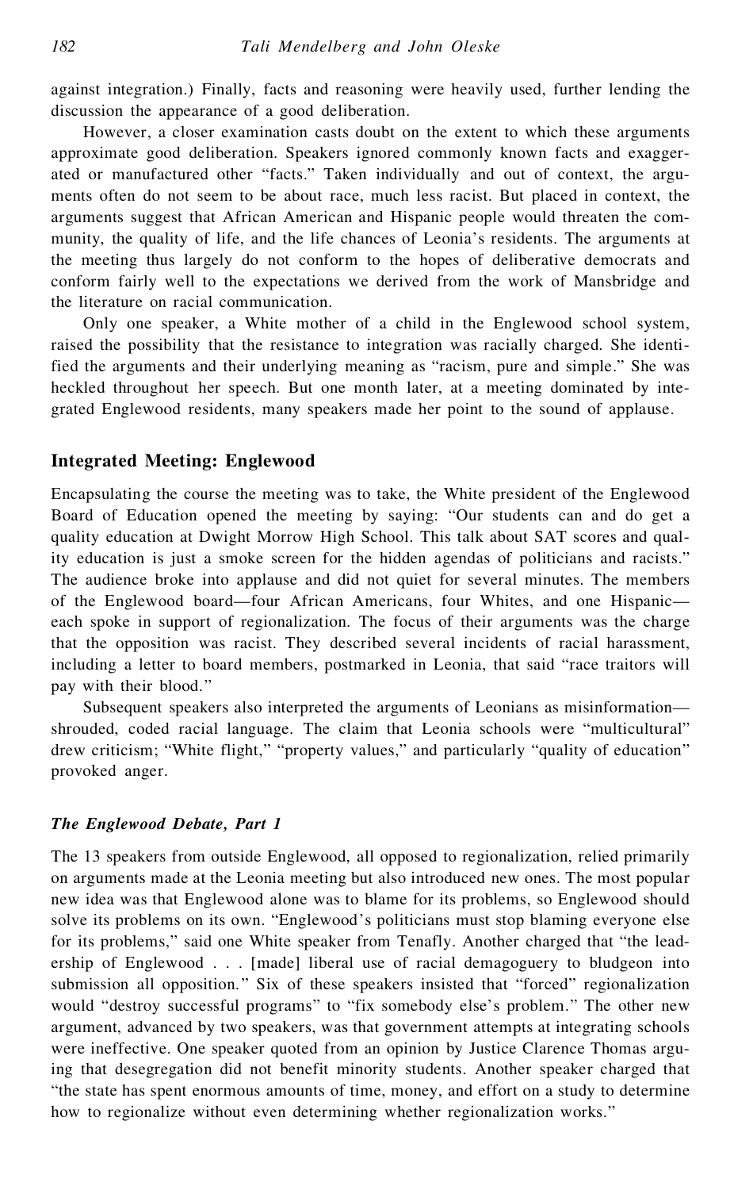against integration.) Finally, facts and reasoning were heavily used, further lending the discussion the appearance of a good deliberation.

However, a closer examination casts doubt on the extent to which these arguments approximate good deliberation. Speakers ignored commonly known facts and exaggerated or manufactured other "facts." Taken individually and out of context, the arguments often do not seem to be about race, much less racist. But placed in context, the arguments suggest that African American and Hispanic people would threaten the community, the quality of life, and the life chances of Leonia's residents. The arguments at the meeting thus largely do not conform to the hopes of deliberative democrats and conform fairly well to the expectations we derived from the work of Mansbridge and the literature on racial communication.

Only one speaker, a White mother of a child in the Englewood school system, raised the possibility that the resistance to integration was racially charged. She identified the arguments and their underlying meaning as "racism, pure and simple." She was heckled throughout her speech. But one month later, at a meeting dominated by integrated Englewood residents, many speakers made her point to the sound of applause.

## Integrated Meeting: Englewood

Encapsulating the course the meeting was to take, the White president of the Englewood Board of Education opened the meeting by saying: "Our students can and do get a quality education at Dwight Morrow High School. This talk about SAT scores and quality education is just a smoke screen for the hidden agendas of politicians and racists." The audience broke into applause and did not quiet for several minutes. The members of the Englewood board—four African Americans, four Whites, and one Hispanic—each spoke in support of regionalization. The focus of their arguments was the charge that the opposition was racist. They described several incidents of racial harassment, including a letter to board members, postmarked in Leonia, that said "race traitors will pay with their blood."

Subsequent speakers also interpreted the arguments of Leonians as misinformation—shrouded, coded racial language. The claim that Leonia schools were "multicultural" drew criticism; "White flight," "property values," and particularly "quality of education" provoked anger.

### *The Englewood Debate, Part 1*

The 13 speakers from outside Englewood, all opposed to regionalization, relied primarily on arguments made at the Leonia meeting but also introduced new ones. The most popular new idea was that Englewood alone was to blame for its problems, so Englewood should solve its problems on its own. "Englewood's politicians must stop blaming everyone else for its problems," said one White speaker from Tenafly. Another charged that "the leadership of Englewood . . . [made] liberal use of racial demagoguery to bludgeon into submission all opposition." Six of these speakers insisted that "forced" regionalization would "destroy successful programs" to "fix somebody else's problem." The other new argument, advanced by two speakers, was that government attempts at integrating schools were ineffective. One speaker quoted from an opinion by Justice Clarence Thomas arguing that desegregation did not benefit minority students. Another speaker charged that "the state has spent enormous amounts of time, money, and effort on a study to determine how to regionalize without even determining whether regionalization works."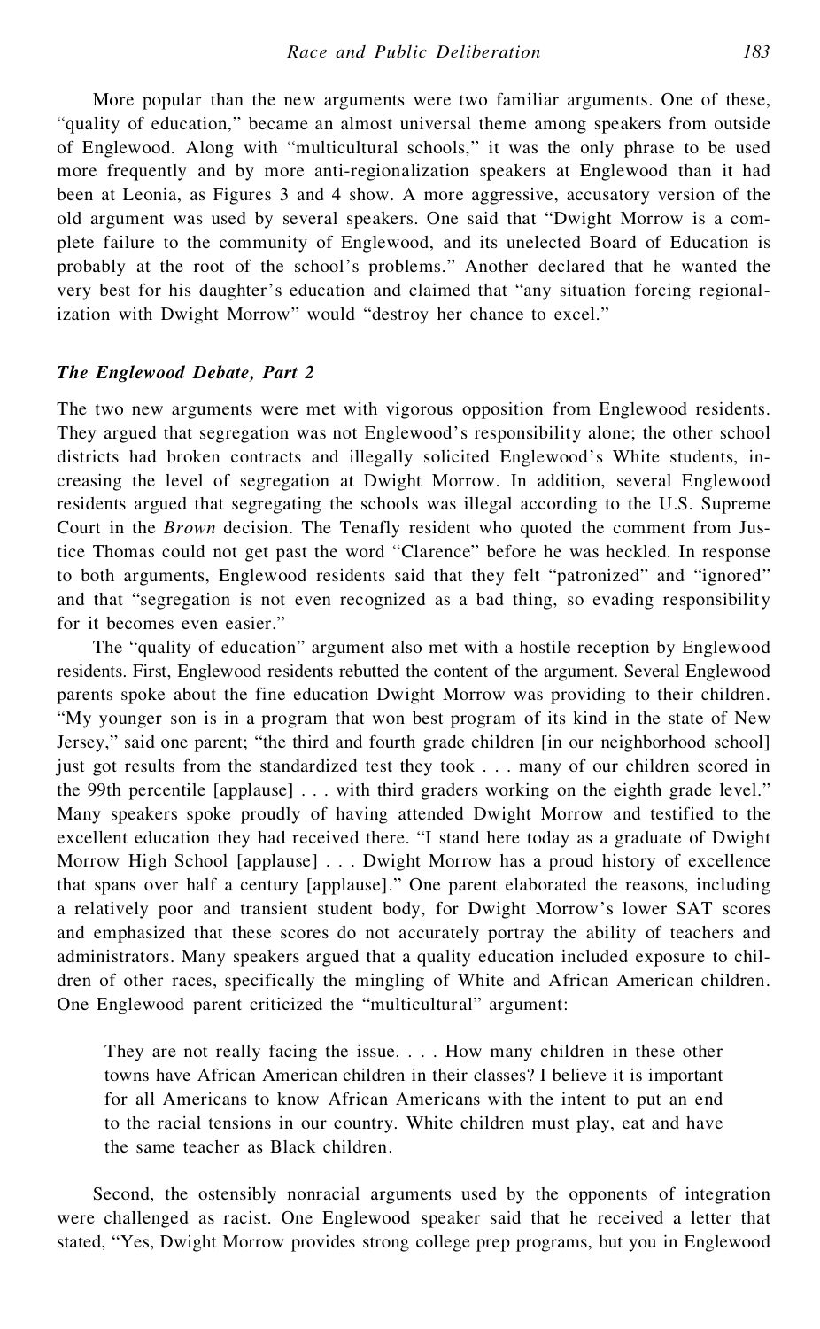More popular than the new arguments were two familiar arguments. One of these, "quality of education," became an almost universal theme among speakers from outside of Englewood. Along with "multicultural schools," it was the only phrase to be used more frequently and by more anti-regionalization speakers at Englewood than it had been at Leonia, as Figures 3 and 4 show. A more aggressive, accusatory version of the old argument was used by several speakers. One said that "Dwight Morrow is a complete failure to the community of Englewood, and its unelected Board of Education is probably at the root of the school's problems." Another declared that he wanted the very best for his daughter's education and claimed that "any situation forcing regionalization with Dwight Morrow" would "destroy her chance to excel."

### *The Englewood Debate, Part 2*

The two new arguments were met with vigorous opposition from Englewood residents. They argued that segregation was not Englewood's responsibility alone; the other school districts had broken contracts and illegally solicited Englewood's White students, increasing the level of segregation at Dwight Morrow. In addition, several Englewood residents argued that segregating the schools was illegal according to the U.S. Supreme Court in the *Brown* decision. The Tenafly resident who quoted the comment from Justice Thomas could not get past the word "Clarence" before he was heckled. In response to both arguments, Englewood residents said that they felt "patronized" and "ignored" and that "segregation is not even recognized as a bad thing, so evading responsibility for it becomes even easier."

The "quality of education" argument also met with a hostile reception by Englewood residents. First, Englewood residents rebutted the content of the argument. Several Englewood parents spoke about the fine education Dwight Morrow was providing to their children. "My younger son is in a program that won best program of its kind in the state of New Jersey," said one parent; "the third and fourth grade children [in our neighborhood school] just got results from the standardized test they took . . . many of our children scored in the 99th percentile [applause] . . . with third graders working on the eighth grade level." Many speakers spoke proudly of having attended Dwight Morrow and testified to the excellent education they had received there. "I stand here today as a graduate of Dwight Morrow High School [applause] . . . Dwight Morrow has a proud history of excellence that spans over half a century [applause]." One parent elaborated the reasons, including a relatively poor and transient student body, for Dwight Morrow's lower SAT scores and emphasized that these scores do not accurately portray the ability of teachers and administrators. Many speakers argued that a quality education included exposure to children of other races, specifically the mingling of White and African American children. One Englewood parent criticized the "multicultural" argument:

> They are not really facing the issue. . . . How many children in these other towns have African American children in their classes? I believe it is important for all Americans to know African Americans with the intent to put an end to the racial tensions in our country. White children must play, eat and have the same teacher as Black children.

Second, the ostensibly nonracial arguments used by the opponents of integration were challenged as racist. One Englewood speaker said that he received a letter that stated, "Yes, Dwight Morrow provides strong college prep programs, but you in Englewood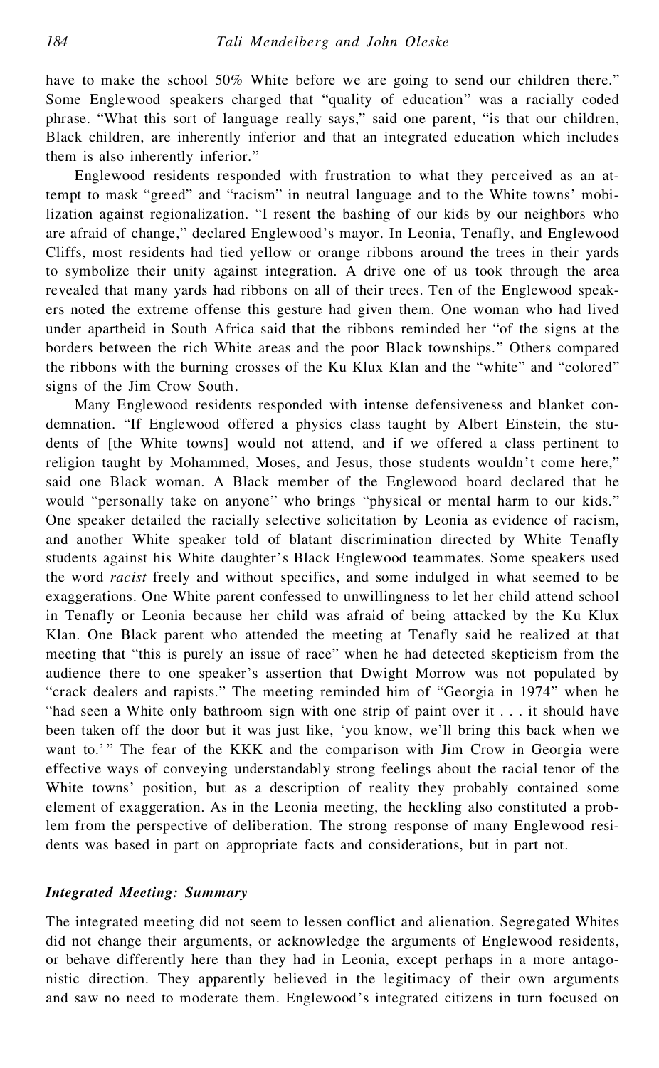have to make the school 50% White before we are going to send our children there." Some Englewood speakers charged that "quality of education" was a racially coded phrase. "What this sort of language really says," said one parent, "is that our children, Black children, are inherently inferior and that an integrated education which includes them is also inherently inferior."

Englewood residents responded with frustration to what they perceived as an attempt to mask "greed" and "racism" in neutral language and to the White towns' mobilization against regionalization. "I resent the bashing of our kids by our neighbors who are afraid of change," declared Englewood's mayor. In Leonia, Tenafly, and Englewood Cliffs, most residents had tied yellow or orange ribbons around the trees in their yards to symbolize their unity against integration. A drive one of us took through the area revealed that many yards had ribbons on all of their trees. Ten of the Englewood speakers noted the extreme offense this gesture had given them. One woman who had lived under apartheid in South Africa said that the ribbons reminded her "of the signs at the borders between the rich White areas and the poor Black townships." Others compared the ribbons with the burning crosses of the Ku Klux Klan and the "white" and "colored" signs of the Jim Crow South.

Many Englewood residents responded with intense defensiveness and blanket condemnation. "If Englewood offered a physics class taught by Albert Einstein, the students of [the White towns] would not attend, and if we offered a class pertinent to religion taught by Mohammed, Moses, and Jesus, those students wouldn't come here," said one Black woman. A Black member of the Englewood board declared that he would "personally take on anyone" who brings "physical or mental harm to our kids." One speaker detailed the racially selective solicitation by Leonia as evidence of racism, and another White speaker told of blatant discrimination directed by White Tenafly students against his White daughter's Black Englewood teammates. Some speakers used the word *racist* freely and without specifics, and some indulged in what seemed to be exaggerations. One White parent confessed to unwillingness to let her child attend school in Tenafly or Leonia because her child was afraid of being attacked by the Ku Klux Klan. One Black parent who attended the meeting at Tenafly said he realized at that meeting that "this is purely an issue of race" when he had detected skepticism from the audience there to one speaker's assertion that Dwight Morrow was not populated by "crack dealers and rapists." The meeting reminded him of "Georgia in 1974" when he "had seen a White only bathroom sign with one strip of paint over it . . . it should have been taken off the door but it was just like, 'you know, we'll bring this back when we want to.'" The fear of the KKK and the comparison with Jim Crow in Georgia were effective ways of conveying understandably strong feelings about the racial tenor of the White towns' position, but as a description of reality they probably contained some element of exaggeration. As in the Leonia meeting, the heckling also constituted a problem from the perspective of deliberation. The strong response of many Englewood residents was based in part on appropriate facts and considerations, but in part not.

### *Integrated Meeting: Summary*

The integrated meeting did not seem to lessen conflict and alienation. Segregated Whites did not change their arguments, or acknowledge the arguments of Englewood residents, or behave differently here than they had in Leonia, except perhaps in a more antagonistic direction. They apparently believed in the legitimacy of their own arguments and saw no need to moderate them. Englewood's integrated citizens in turn focused on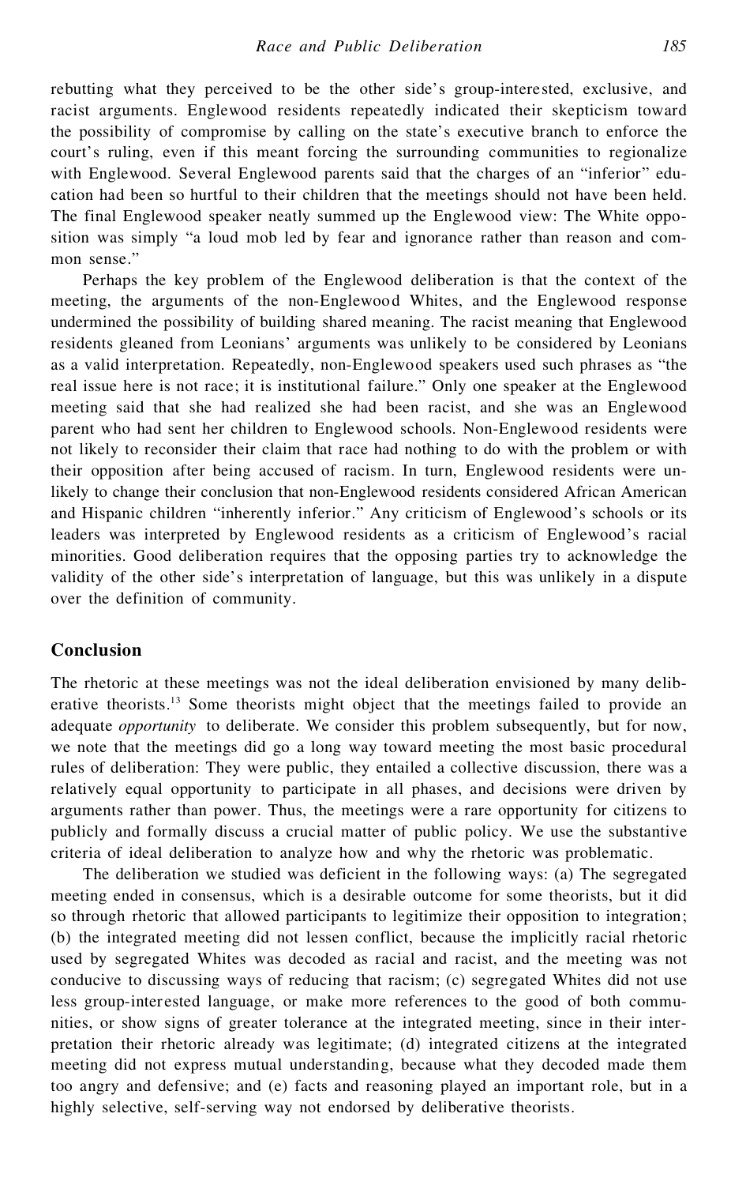rebutting what they perceived to be the other side's group-interested, exclusive, and racist arguments. Englewood residents repeatedly indicated their skepticism toward the possibility of compromise by calling on the state's executive branch to enforce the court's ruling, even if this meant forcing the surrounding communities to regionalize with Englewood. Several Englewood parents said that the charges of an "inferior" education had been so hurtful to their children that the meetings should not have been held. The final Englewood speaker neatly summed up the Englewood view: The White opposition was simply "a loud mob led by fear and ignorance rather than reason and common sense."

Perhaps the key problem of the Englewood deliberation is that the context of the meeting, the arguments of the non-Englewood Whites, and the Englewood response undermined the possibility of building shared meaning. The racist meaning that Englewood residents gleaned from Leonians' arguments was unlikely to be considered by Leonians as a valid interpretation. Repeatedly, non-Englewood speakers used such phrases as "the real issue here is not race; it is institutional failure." Only one speaker at the Englewood meeting said that she had realized she had been racist, and she was an Englewood parent who had sent her children to Englewood schools. Non-Englewood residents were not likely to reconsider their claim that race had nothing to do with the problem or with their opposition after being accused of racism. In turn, Englewood residents were unlikely to change their conclusion that non-Englewood residents considered African American and Hispanic children "inherently inferior." Any criticism of Englewood's schools or its leaders was interpreted by Englewood residents as a criticism of Englewood's racial minorities. Good deliberation requires that the opposing parties try to acknowledge the validity of the other side's interpretation of language, but this was unlikely in a dispute over the definition of community.

## Conclusion

The rhetoric at these meetings was not the ideal deliberation envisioned by many deliberative theorists.[13] Some theorists might object that the meetings failed to provide an adequate *opportunity* to deliberate. We consider this problem subsequently, but for now, we note that the meetings did go a long way toward meeting the most basic procedural rules of deliberation: They were public, they entailed a collective discussion, there was a relatively equal opportunity to participate in all phases, and decisions were driven by arguments rather than power. Thus, the meetings were a rare opportunity for citizens to publicly and formally discuss a crucial matter of public policy. We use the substantive criteria of ideal deliberation to analyze how and why the rhetoric was problematic.

The deliberation we studied was deficient in the following ways: (a) The segregated meeting ended in consensus, which is a desirable outcome for some theorists, but it did so through rhetoric that allowed participants to legitimize their opposition to integration; (b) the integrated meeting did not lessen conflict, because the implicitly racial rhetoric used by segregated Whites was decoded as racial and racist, and the meeting was not conducive to discussing ways of reducing that racism; (c) segregated Whites did not use less group-interested language, or make more references to the good of both communities, or show signs of greater tolerance at the integrated meeting, since in their interpretation their rhetoric already was legitimate; (d) integrated citizens at the integrated meeting did not express mutual understanding, because what they decoded made them too angry and defensive; and (e) facts and reasoning played an important role, but in a highly selective, self-serving way not endorsed by deliberative theorists.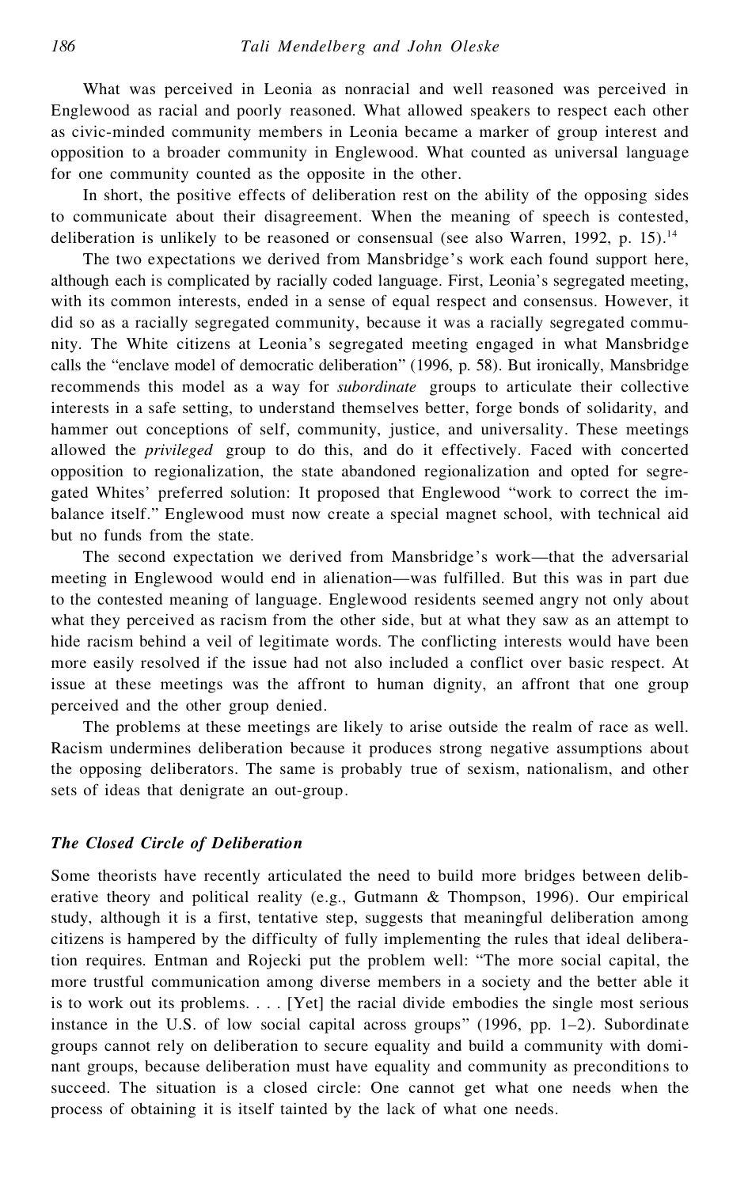What was perceived in Leonia as nonracial and well reasoned was perceived in Englewood as racial and poorly reasoned. What allowed speakers to respect each other as civic-minded community members in Leonia became a marker of group interest and opposition to a broader community in Englewood. What counted as universal language for one community counted as the opposite in the other.

In short, the positive effects of deliberation rest on the ability of the opposing sides to communicate about their disagreement. When the meaning of speech is contested, deliberation is unlikely to be reasoned or consensual (see also Warren, 1992, p. 15).[14]

The two expectations we derived from Mansbridge's work each found support here, although each is complicated by racially coded language. First, Leonia's segregated meeting, with its common interests, ended in a sense of equal respect and consensus. However, it did so as a racially segregated community, because it was a racially segregated community. The White citizens at Leonia's segregated meeting engaged in what Mansbridge calls the "enclave model of democratic deliberation" (1996, p. 58). But ironically, Mansbridge recommends this model as a way for *subordinate* groups to articulate their collective interests in a safe setting, to understand themselves better, forge bonds of solidarity, and hammer out conceptions of self, community, justice, and universality. These meetings allowed the *privileged* group to do this, and do it effectively. Faced with concerted opposition to regionalization, the state abandoned regionalization and opted for segregated Whites' preferred solution: It proposed that Englewood "work to correct the imbalance itself." Englewood must now create a special magnet school, with technical aid but no funds from the state.

The second expectation we derived from Mansbridge's work—that the adversarial meeting in Englewood would end in alienation—was fulfilled. But this was in part due to the contested meaning of language. Englewood residents seemed angry not only about what they perceived as racism from the other side, but at what they saw as an attempt to hide racism behind a veil of legitimate words. The conflicting interests would have been more easily resolved if the issue had not also included a conflict over basic respect. At issue at these meetings was the affront to human dignity, an affront that one group perceived and the other group denied.

The problems at these meetings are likely to arise outside the realm of race as well. Racism undermines deliberation because it produces strong negative assumptions about the opposing deliberators. The same is probably true of sexism, nationalism, and other sets of ideas that denigrate an out-group.

### *The Closed Circle of Deliberation*

Some theorists have recently articulated the need to build more bridges between deliberative theory and political reality (e.g., Gutmann & Thompson, 1996). Our empirical study, although it is a first, tentative step, suggests that meaningful deliberation among citizens is hampered by the difficulty of fully implementing the rules that ideal deliberation requires. Entman and Rojecki put the problem well: "The more social capital, the more trustful communication among diverse members in a society and the better able it is to work out its problems. . . . [Yet] the racial divide embodies the single most serious instance in the U.S. of low social capital across groups" (1996, pp. 1–2). Subordinate groups cannot rely on deliberation to secure equality and build a community with dominant groups, because deliberation must have equality and community as preconditions to succeed. The situation is a closed circle: One cannot get what one needs when the process of obtaining it is itself tainted by the lack of what one needs.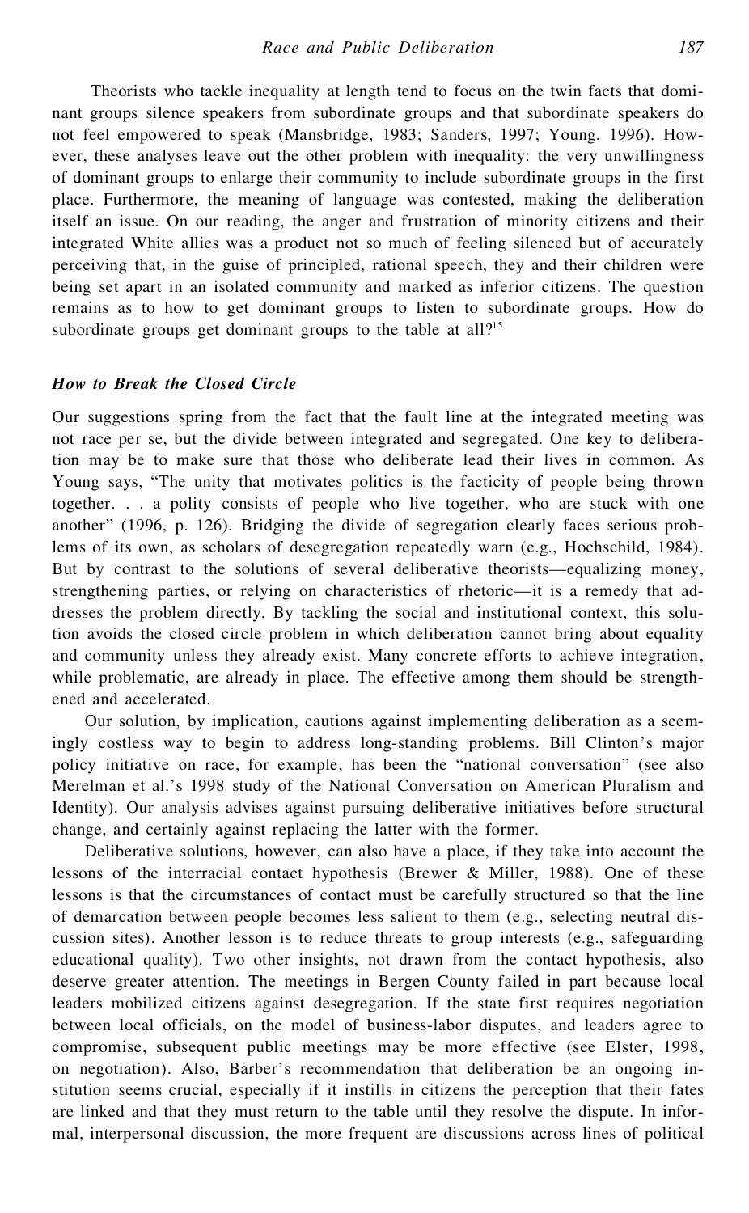Theorists who tackle inequality at length tend to focus on the twin facts that dominant groups silence speakers from subordinate groups and that subordinate speakers do not feel empowered to speak (Mansbridge, 1983; Sanders, 1997; Young, 1996). However, these analyses leave out the other problem with inequality: the very unwillingness of dominant groups to enlarge their community to include subordinate groups in the first place. Furthermore, the meaning of language was contested, making the deliberation itself an issue. On our reading, the anger and frustration of minority citizens and their integrated White allies was a product not so much of feeling silenced but of accurately perceiving that, in the guise of principled, rational speech, they and their children were being set apart in an isolated community and marked as inferior citizens. The question remains as to how to get dominant groups to listen to subordinate groups. How do subordinate groups get dominant groups to the table at all?[15]

### *How to Break the Closed Circle*

Our suggestions spring from the fact that the fault line at the integrated meeting was not race per se, but the divide between integrated and segregated. One key to deliberation may be to make sure that those who deliberate lead their lives in common. As Young says, "The unity that motivates politics is the facticity of people being thrown together. . . a polity consists of people who live together, who are stuck with one another" (1996, p. 126). Bridging the divide of segregation clearly faces serious problems of its own, as scholars of desegregation repeatedly warn (e.g., Hochschild, 1984). But by contrast to the solutions of several deliberative theorists—equalizing money, strengthening parties, or relying on characteristics of rhetoric—it is a remedy that addresses the problem directly. By tackling the social and institutional context, this solution avoids the closed circle problem in which deliberation cannot bring about equality and community unless they already exist. Many concrete efforts to achieve integration, while problematic, are already in place. The effective among them should be strengthened and accelerated.

Our solution, by implication, cautions against implementing deliberation as a seemingly costless way to begin to address long-standing problems. Bill Clinton's major policy initiative on race, for example, has been the "national conversation" (see also Merelman et al.'s 1998 study of the National Conversation on American Pluralism and Identity). Our analysis advises against pursuing deliberative initiatives before structural change, and certainly against replacing the latter with the former.

Deliberative solutions, however, can also have a place, if they take into account the lessons of the interracial contact hypothesis (Brewer & Miller, 1988). One of these lessons is that the circumstances of contact must be carefully structured so that the line of demarcation between people becomes less salient to them (e.g., selecting neutral discussion sites). Another lesson is to reduce threats to group interests (e.g., safeguarding educational quality). Two other insights, not drawn from the contact hypothesis, also deserve greater attention. The meetings in Bergen County failed in part because local leaders mobilized citizens against desegregation. If the state first requires negotiation between local officials, on the model of business-labor disputes, and leaders agree to compromise, subsequent public meetings may be more effective (see Elster, 1998, on negotiation). Also, Barber's recommendation that deliberation be an ongoing institution seems crucial, especially if it instills in citizens the perception that their fates are linked and that they must return to the table until they resolve the dispute. In informal, interpersonal discussion, the more frequent are discussions across lines of political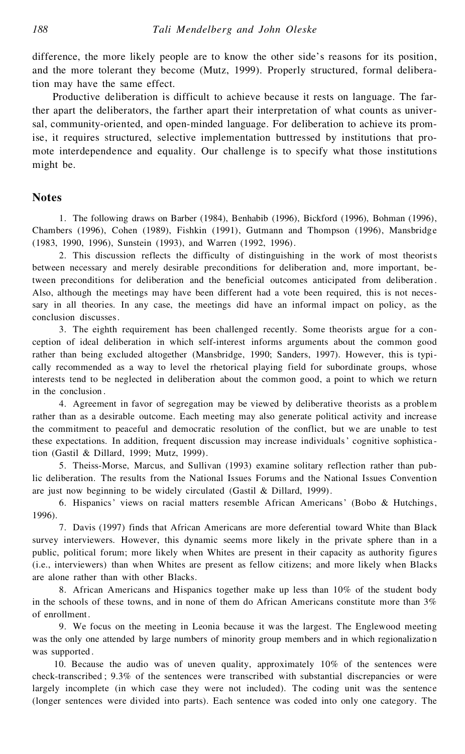difference, the more likely people are to know the other side's reasons for its position, and the more tolerant they become (Mutz, 1999). Properly structured, formal deliberation may have the same effect.

Productive deliberation is difficult to achieve because it rests on language. The farther apart the deliberators, the farther apart their interpretation of what counts as universal, community-oriented, and open-minded language. For deliberation to achieve its promise, it requires structured, selective implementation buttressed by institutions that promote interdependence and equality. Our challenge is to specify what those institutions might be.

## Notes

1. The following draws on Barber (1984), Benhabib (1996), Bickford (1996), Bohman (1996), Chambers (1996), Cohen (1989), Fishkin (1991), Gutmann and Thompson (1996), Mansbridge (1983, 1990, 1996), Sunstein (1993), and Warren (1992, 1996).

2. This discussion reflects the difficulty of distinguishing in the work of most theorists between necessary and merely desirable preconditions for deliberation and, more important, between preconditions for deliberation and the beneficial outcomes anticipated from deliberation. Also, although the meetings may have been different had a vote been required, this is not necessary in all theories. In any case, the meetings did have an informal impact on policy, as the conclusion discusses.

3. The eighth requirement has been challenged recently. Some theorists argue for a conception of ideal deliberation in which self-interest informs arguments about the common good rather than being excluded altogether (Mansbridge, 1990; Sanders, 1997). However, this is typically recommended as a way to level the rhetorical playing field for subordinate groups, whose interests tend to be neglected in deliberation about the common good, a point to which we return in the conclusion.

4. Agreement in favor of segregation may be viewed by deliberative theorists as a problem rather than as a desirable outcome. Each meeting may also generate political activity and increase the commitment to peaceful and democratic resolution of the conflict, but we are unable to test these expectations. In addition, frequent discussion may increase individuals' cognitive sophistication (Gastil & Dillard, 1999; Mutz, 1999).

5. Theiss-Morse, Marcus, and Sullivan (1993) examine solitary reflection rather than public deliberation. The results from the National Issues Forums and the National Issues Convention are just now beginning to be widely circulated (Gastil & Dillard, 1999).

6. Hispanics' views on racial matters resemble African Americans' (Bobo & Hutchings, 1996).

7. Davis (1997) finds that African Americans are more deferential toward White than Black survey interviewers. However, this dynamic seems more likely in the private sphere than in a public, political forum; more likely when Whites are present in their capacity as authority figures (i.e., interviewers) than when Whites are present as fellow citizens; and more likely when Blacks are alone rather than with other Blacks.

8. African Americans and Hispanics together make up less than 10% of the student body in the schools of these towns, and in none of them do African Americans constitute more than 3% of enrollment.

9. We focus on the meeting in Leonia because it was the largest. The Englewood meeting was the only one attended by large numbers of minority group members and in which regionalization was supported.

10. Because the audio was of uneven quality, approximately 10% of the sentences were check-transcribed; 9.3% of the sentences were transcribed with substantial discrepancies or were largely incomplete (in which case they were not included). The coding unit was the sentence (longer sentences were divided into parts). Each sentence was coded into only one category. The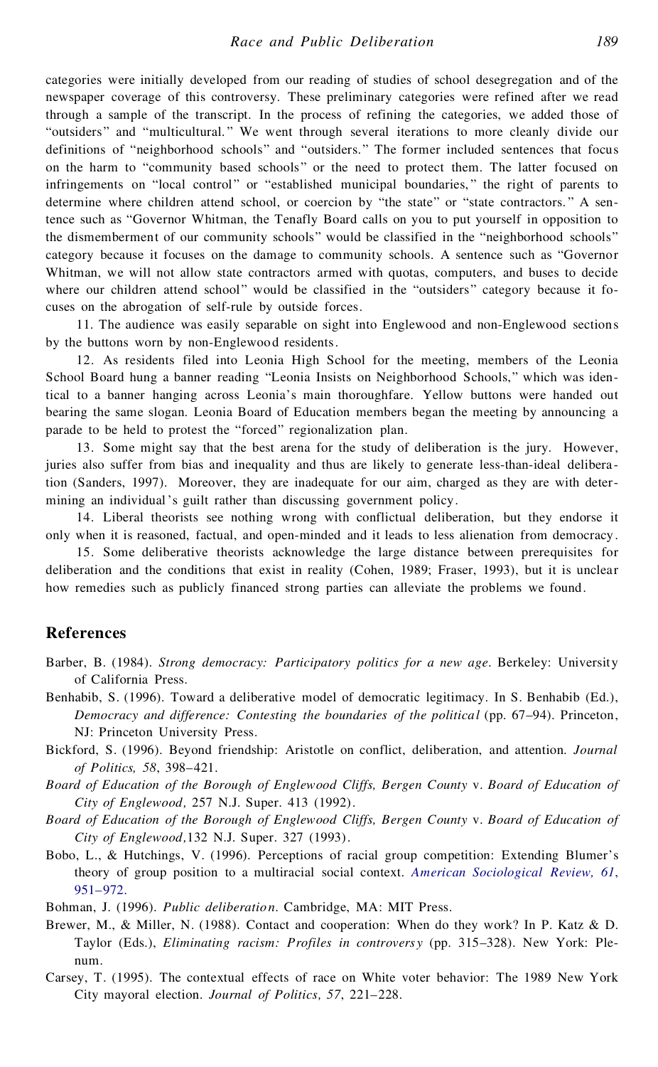categories were initially developed from our reading of studies of school desegregation and of the newspaper coverage of this controversy. These preliminary categories were refined after we read through a sample of the transcript. In the process of refining the categories, we added those of "outsiders" and "multicultural." We went through several iterations to more cleanly divide our definitions of "neighborhood schools" and "outsiders." The former included sentences that focus on the harm to "community based schools" or the need to protect them. The latter focused on infringements on "local control" or "established municipal boundaries," the right of parents to determine where children attend school, or coercion by "the state" or "state contractors." A sentence such as "Governor Whitman, the Tenafly Board calls on you to put yourself in opposition to the dismemberment of our community schools" would be classified in the "neighborhood schools" category because it focuses on the damage to community schools. A sentence such as "Governor Whitman, we will not allow state contractors armed with quotas, computers, and buses to decide where our children attend school" would be classified in the "outsiders" category because it focuses on the abrogation of self-rule by outside forces.

11. The audience was easily separable on sight into Englewood and non-Englewood sections by the buttons worn by non-Englewood residents.

12. As residents filed into Leonia High School for the meeting, members of the Leonia School Board hung a banner reading "Leonia Insists on Neighborhood Schools," which was identical to a banner hanging across Leonia's main thoroughfare. Yellow buttons were handed out bearing the same slogan. Leonia Board of Education members began the meeting by announcing a parade to be held to protest the "forced" regionalization plan.

13. Some might say that the best arena for the study of deliberation is the jury. However, juries also suffer from bias and inequality and thus are likely to generate less-than-ideal deliberation (Sanders, 1997). Moreover, they are inadequate for our aim, charged as they are with determining an individual's guilt rather than discussing government policy.

14. Liberal theorists see nothing wrong with conflictual deliberation, but they endorse it only when it is reasoned, factual, and open-minded and it leads to less alienation from democracy.

15. Some deliberative theorists acknowledge the large distance between prerequisites for deliberation and the conditions that exist in reality (Cohen, 1989; Fraser, 1993), but it is unclear how remedies such as publicly financed strong parties can alleviate the problems we found.

## References

Barber, B. (1984). *Strong democracy: Participatory politics for a new age*. Berkeley: University of California Press.

Benhabib, S. (1996). Toward a deliberative model of democratic legitimacy. In S. Benhabib (Ed.), *Democracy and difference: Contesting the boundaries of the political* (pp. 67–94). Princeton, NJ: Princeton University Press.

Bickford, S. (1996). Beyond friendship: Aristotle on conflict, deliberation, and attention. *Journal of Politics, 58*, 398–421.

*Board of Education of the Borough of Englewood Cliffs, Bergen County* v. *Board of Education of City of Englewood,* 257 N.J. Super. 413 (1992).

*Board of Education of the Borough of Englewood Cliffs, Bergen County* v. *Board of Education of City of Englewood,*132 N.J. Super. 327 (1993).

Bobo, L., & Hutchings, V. (1996). Perceptions of racial group competition: Extending Blumer's theory of group position to a multiracial social context. *American Sociological Review, 61*, 951–972.

Bohman, J. (1996). *Public deliberation*. Cambridge, MA: MIT Press.

Brewer, M., & Miller, N. (1988). Contact and cooperation: When do they work? In P. Katz & D. Taylor (Eds.), *Eliminating racism: Profiles in controversy* (pp. 315–328). New York: Plenum.

Carsey, T. (1995). The contextual effects of race on White voter behavior: The 1989 New York City mayoral election. *Journal of Politics, 57*, 221–228.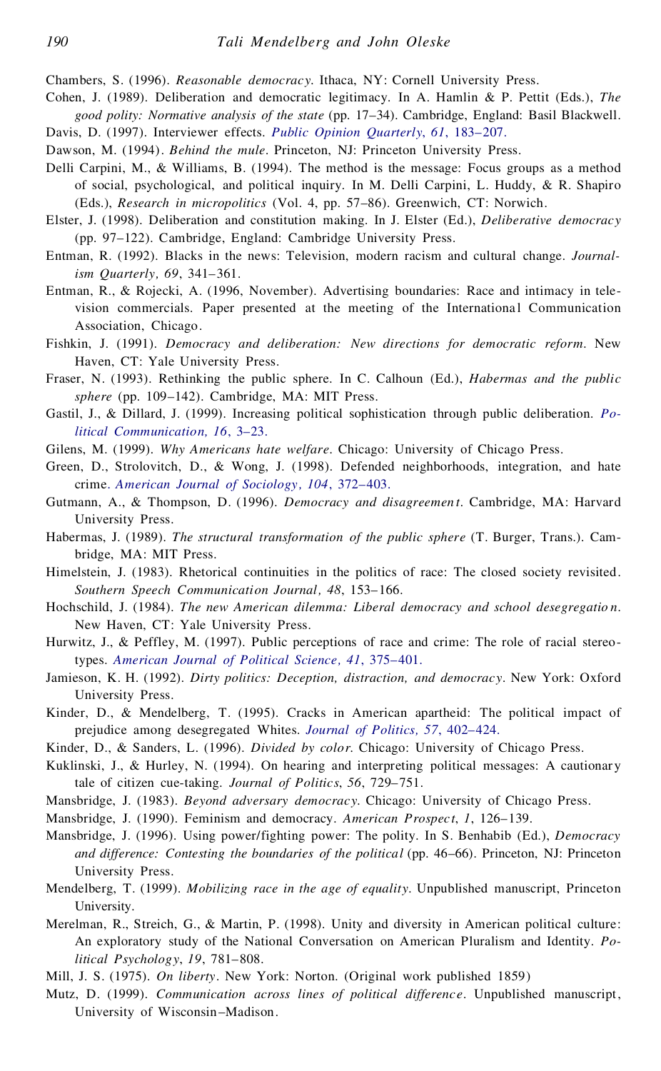Chambers, S. (1996). *Reasonable democracy*. Ithaca, NY: Cornell University Press.

Cohen, J. (1989). Deliberation and democratic legitimacy. In A. Hamlin & P. Pettit (Eds.), *The good polity: Normative analysis of the state* (pp. 17–34). Cambridge, England: Basil Blackwell.

Davis, D. (1997). Interviewer effects. *Public Opinion Quarterly*, *61*, 183–207.

Dawson, M. (1994). *Behind the mule*. Princeton, NJ: Princeton University Press.

Delli Carpini, M., & Williams, B. (1994). The method is the message: Focus groups as a method of social, psychological, and political inquiry. In M. Delli Carpini, L. Huddy, & R. Shapiro (Eds.), *Research in micropolitics* (Vol. 4, pp. 57–86). Greenwich, CT: Norwich.

Elster, J. (1998). Deliberation and constitution making. In J. Elster (Ed.), *Deliberative democracy* (pp. 97–122). Cambridge, England: Cambridge University Press.

Entman, R. (1992). Blacks in the news: Television, modern racism and cultural change. *Journalism Quarterly, 69*, 341–361.

Entman, R., & Rojecki, A. (1996, November). Advertising boundaries: Race and intimacy in television commercials. Paper presented at the meeting of the International Communication Association, Chicago.

Fishkin, J. (1991). *Democracy and deliberation: New directions for democratic reform*. New Haven, CT: Yale University Press.

Fraser, N. (1993). Rethinking the public sphere. In C. Calhoun (Ed.), *Habermas and the public sphere* (pp. 109–142). Cambridge, MA: MIT Press.

Gastil, J., & Dillard, J. (1999). Increasing political sophistication through public deliberation. *Political Communication, 16*, 3–23.

Gilens, M. (1999). *Why Americans hate welfare*. Chicago: University of Chicago Press.

Green, D., Strolovitch, D., & Wong, J. (1998). Defended neighborhoods, integration, and hate crime. *American Journal of Sociology, 104*, 372–403.

Gutmann, A., & Thompson, D. (1996). *Democracy and disagreement*. Cambridge, MA: Harvard University Press.

Habermas, J. (1989). *The structural transformation of the public sphere* (T. Burger, Trans.). Cambridge, MA: MIT Press.

Himelstein, J. (1983). Rhetorical continuities in the politics of race: The closed society revisited. *Southern Speech Communication Journal, 48*, 153–166.

Hochschild, J. (1984). *The new American dilemma: Liberal democracy and school desegregation*. New Haven, CT: Yale University Press.

Hurwitz, J., & Peffley, M. (1997). Public perceptions of race and crime: The role of racial stereotypes. *American Journal of Political Science, 41*, 375–401.

Jamieson, K. H. (1992). *Dirty politics: Deception, distraction, and democracy*. New York: Oxford University Press.

Kinder, D., & Mendelberg, T. (1995). Cracks in American apartheid: The political impact of prejudice among desegregated Whites. *Journal of Politics, 57*, 402–424.

Kinder, D., & Sanders, L. (1996). *Divided by color*. Chicago: University of Chicago Press.

Kuklinski, J., & Hurley, N. (1994). On hearing and interpreting political messages: A cautionary tale of citizen cue-taking. *Journal of Politics*, *56*, 729–751.

Mansbridge, J. (1983). *Beyond adversary democracy*. Chicago: University of Chicago Press.

Mansbridge, J. (1990). Feminism and democracy. *American Prospect*, *1*, 126–139.

Mansbridge, J. (1996). Using power/fighting power: The polity. In S. Benhabib (Ed.), *Democracy and difference: Contesting the boundaries of the political* (pp. 46–66). Princeton, NJ: Princeton University Press.

Mendelberg, T. (1999). *Mobilizing race in the age of equality*. Unpublished manuscript, Princeton University.

Merelman, R., Streich, G., & Martin, P. (1998). Unity and diversity in American political culture: An exploratory study of the National Conversation on American Pluralism and Identity. *Political Psychology*, *19*, 781–808.

Mill, J. S. (1975). *On liberty*. New York: Norton. (Original work published 1859)

Mutz, D. (1999). *Communication across lines of political difference*. Unpublished manuscript, University of Wisconsin–Madison.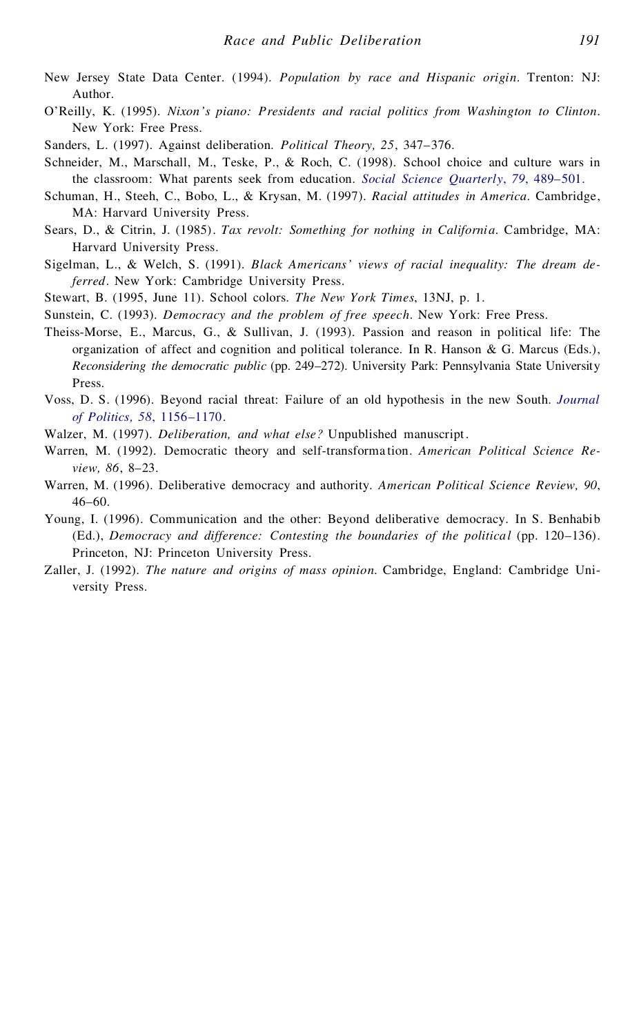New Jersey State Data Center. (1994). *Population by race and Hispanic origin*. Trenton: NJ: Author.

O'Reilly, K. (1995). *Nixon's piano: Presidents and racial politics from Washington to Clinton*. New York: Free Press.

Sanders, L. (1997). Against deliberation. *Political Theory, 25*, 347–376.

Schneider, M., Marschall, M., Teske, P., & Roch, C. (1998). School choice and culture wars in the classroom: What parents seek from education. *Social Science Quarterly, 79*, 489–501.

Schuman, H., Steeh, C., Bobo, L., & Krysan, M. (1997). *Racial attitudes in America*. Cambridge, MA: Harvard University Press.

Sears, D., & Citrin, J. (1985). *Tax revolt: Something for nothing in California*. Cambridge, MA: Harvard University Press.

Sigelman, L., & Welch, S. (1991). *Black Americans' views of racial inequality: The dream deferred*. New York: Cambridge University Press.

Stewart, B. (1995, June 11). School colors. *The New York Times*, 13NJ, p. 1.

Sunstein, C. (1993). *Democracy and the problem of free speech*. New York: Free Press.

Theiss-Morse, E., Marcus, G., & Sullivan, J. (1993). Passion and reason in political life: The organization of affect and cognition and political tolerance. In R. Hanson & G. Marcus (Eds.), *Reconsidering the democratic public* (pp. 249–272). University Park: Pennsylvania State University Press.

Voss, D. S. (1996). Beyond racial threat: Failure of an old hypothesis in the new South. *Journal of Politics, 58*, 1156–1170.

Walzer, M. (1997). *Deliberation, and what else?* Unpublished manuscript.

Warren, M. (1992). Democratic theory and self-transformation. *American Political Science Review, 86*, 8–23.

Warren, M. (1996). Deliberative democracy and authority. *American Political Science Review, 90*, 46–60.

Young, I. (1996). Communication and the other: Beyond deliberative democracy. In S. Benhabib (Ed.), *Democracy and difference: Contesting the boundaries of the political* (pp. 120–136). Princeton, NJ: Princeton University Press.

Zaller, J. (1992). *The nature and origins of mass opinion*. Cambridge, England: Cambridge University Press.